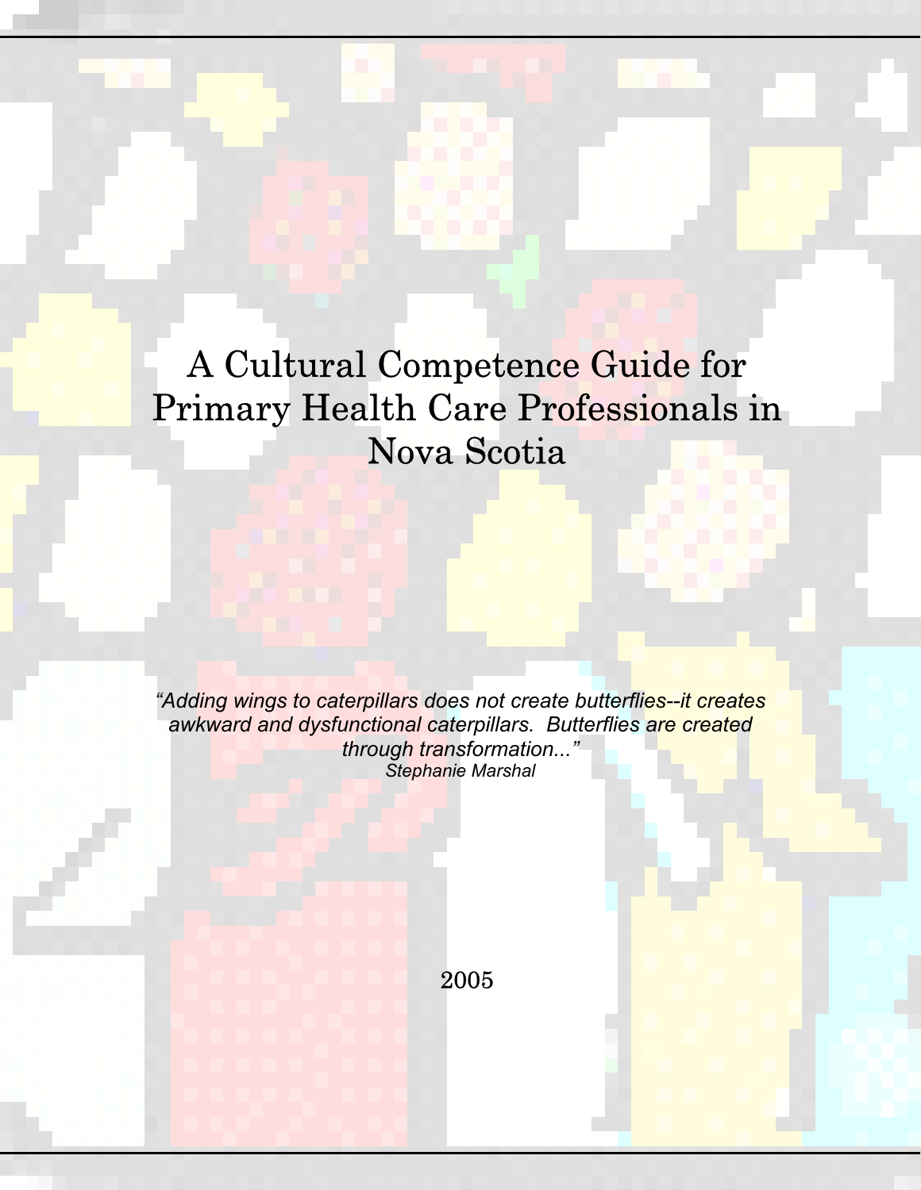# A Cultural Competence Guide for Primary Health Care Professionals in Nova Scotia

*"Adding wings to caterpillars does not create butterflies--it creates awkward and dysfunctional caterpillars. Butterflies are created through transformation..."*
*Stephanie Marshal*

2005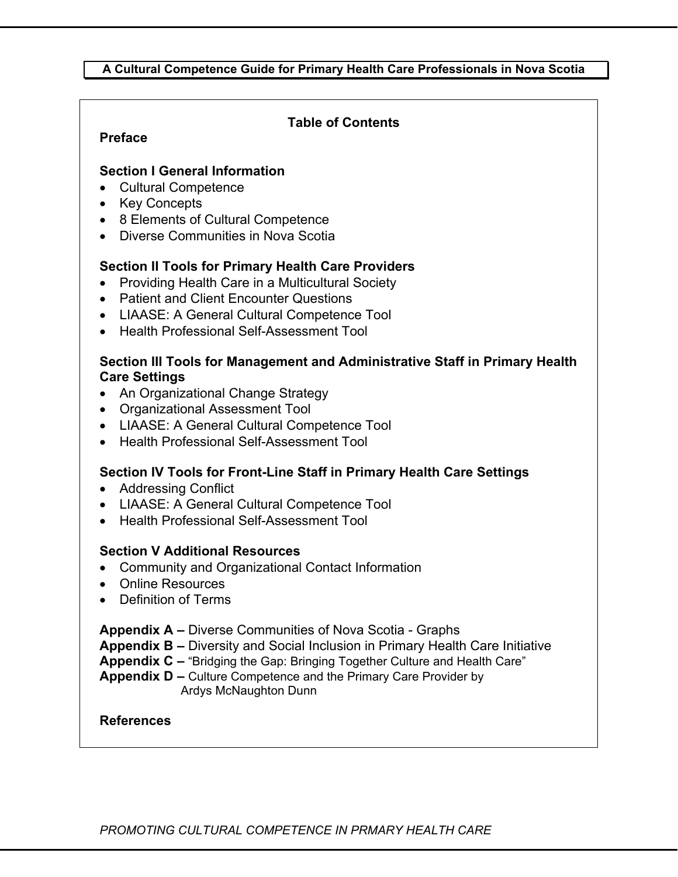**A Cultural Competence Guide for Primary Health Care Professionals in Nova Scotia**

## Table of Contents

**Preface**

**Section I General Information**

- Cultural Competence
- Key Concepts
- 8 Elements of Cultural Competence
- Diverse Communities in Nova Scotia

**Section II Tools for Primary Health Care Providers**

- Providing Health Care in a Multicultural Society
- Patient and Client Encounter Questions
- LIAASE: A General Cultural Competence Tool
- Health Professional Self-Assessment Tool

**Section III Tools for Management and Administrative Staff in Primary Health Care Settings**

- An Organizational Change Strategy
- Organizational Assessment Tool
- LIAASE: A General Cultural Competence Tool
- Health Professional Self-Assessment Tool

**Section IV Tools for Front-Line Staff in Primary Health Care Settings**

- Addressing Conflict
- LIAASE: A General Cultural Competence Tool
- Health Professional Self-Assessment Tool

**Section V Additional Resources**

- Community and Organizational Contact Information
- Online Resources
- Definition of Terms

**Appendix A –** Diverse Communities of Nova Scotia - Graphs
**Appendix B –** Diversity and Social Inclusion in Primary Health Care Initiative
**Appendix C –** "Bridging the Gap: Bringing Together Culture and Health Care"
**Appendix D –** Culture Competence and the Primary Care Provider by Ardys McNaughton Dunn

**References**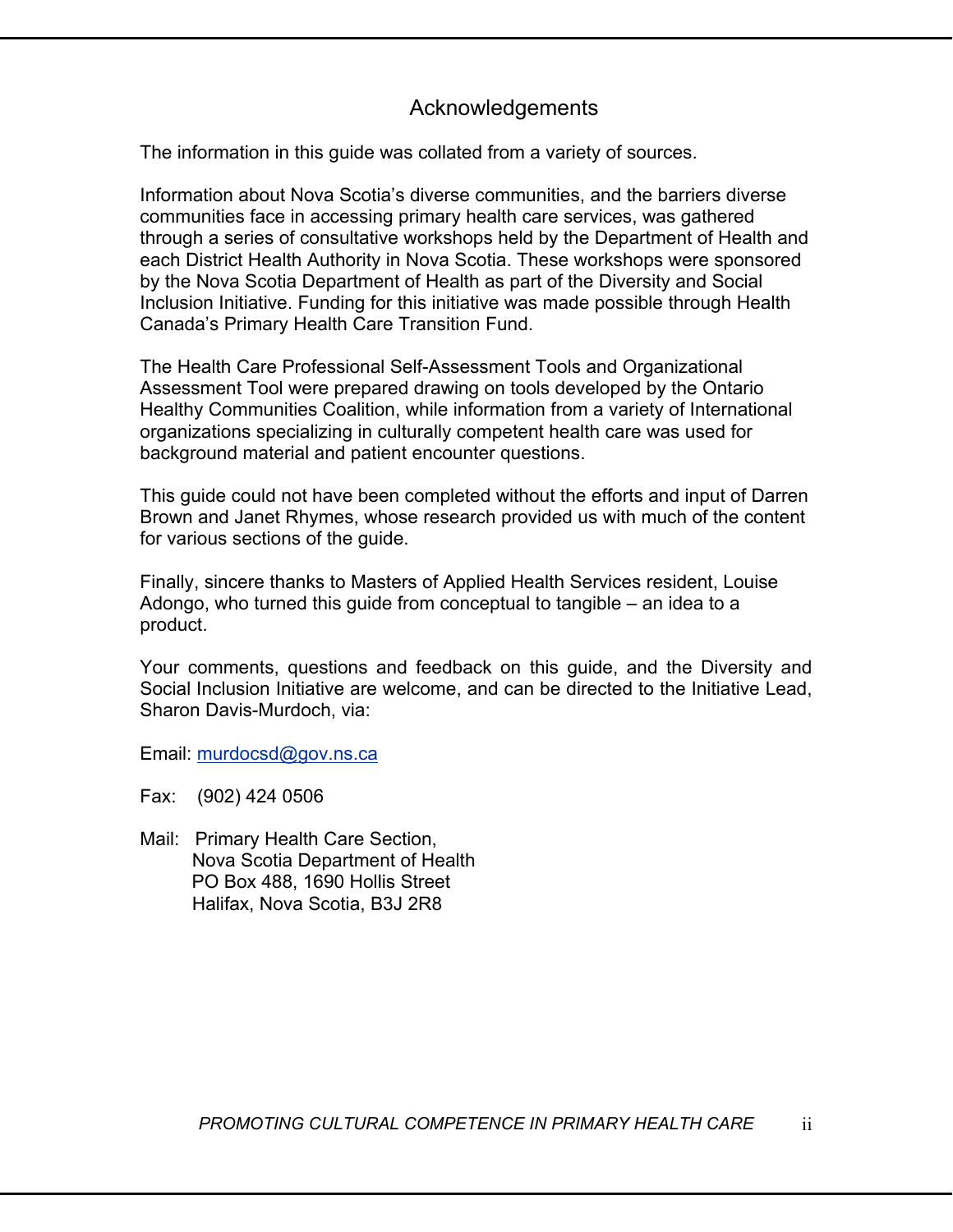## Acknowledgements

The information in this guide was collated from a variety of sources.

Information about Nova Scotia's diverse communities, and the barriers diverse communities face in accessing primary health care services, was gathered through a series of consultative workshops held by the Department of Health and each District Health Authority in Nova Scotia. These workshops were sponsored by the Nova Scotia Department of Health as part of the Diversity and Social Inclusion Initiative. Funding for this initiative was made possible through Health Canada's Primary Health Care Transition Fund.

The Health Care Professional Self-Assessment Tools and Organizational Assessment Tool were prepared drawing on tools developed by the Ontario Healthy Communities Coalition, while information from a variety of International organizations specializing in culturally competent health care was used for background material and patient encounter questions.

This guide could not have been completed without the efforts and input of Darren Brown and Janet Rhymes, whose research provided us with much of the content for various sections of the guide.

Finally, sincere thanks to Masters of Applied Health Services resident, Louise Adongo, who turned this guide from conceptual to tangible – an idea to a product.

Your comments, questions and feedback on this guide, and the Diversity and Social Inclusion Initiative are welcome, and can be directed to the Initiative Lead, Sharon Davis-Murdoch, via:

Email: murdocsd@gov.ns.ca

Fax: (902) 424 0506

Mail: Primary Health Care Section,
Nova Scotia Department of Health
PO Box 488, 1690 Hollis Street
Halifax, Nova Scotia, B3J 2R8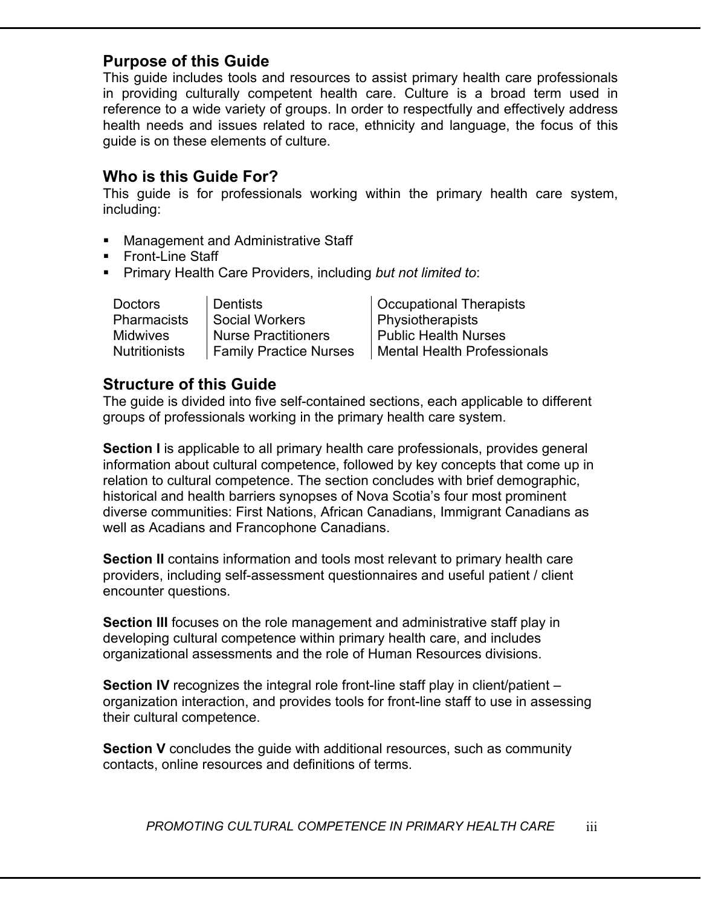## Purpose of this Guide

This guide includes tools and resources to assist primary health care professionals in providing culturally competent health care. Culture is a broad term used in reference to a wide variety of groups. In order to respectfully and effectively address health needs and issues related to race, ethnicity and language, the focus of this guide is on these elements of culture.

## Who is this Guide For?

This guide is for professionals working within the primary health care system, including:

- Management and Administrative Staff
- Front-Line Staff
- Primary Health Care Providers, including *but not limited to*:

| | | |
|---|---|---|
| Doctors | Dentists | Occupational Therapists |
| Pharmacists | Social Workers | Physiotherapists |
| Midwives | Nurse Practitioners | Public Health Nurses |
| Nutritionists | Family Practice Nurses | Mental Health Professionals |

## Structure of this Guide

The guide is divided into five self-contained sections, each applicable to different groups of professionals working in the primary health care system.

**Section I** is applicable to all primary health care professionals, provides general information about cultural competence, followed by key concepts that come up in relation to cultural competence. The section concludes with brief demographic, historical and health barriers synopses of Nova Scotia's four most prominent diverse communities: First Nations, African Canadians, Immigrant Canadians as well as Acadians and Francophone Canadians.

**Section II** contains information and tools most relevant to primary health care providers, including self-assessment questionnaires and useful patient / client encounter questions.

**Section III** focuses on the role management and administrative staff play in developing cultural competence within primary health care, and includes organizational assessments and the role of Human Resources divisions.

**Section IV** recognizes the integral role front-line staff play in client/patient – organization interaction, and provides tools for front-line staff to use in assessing their cultural competence.

**Section V** concludes the guide with additional resources, such as community contacts, online resources and definitions of terms.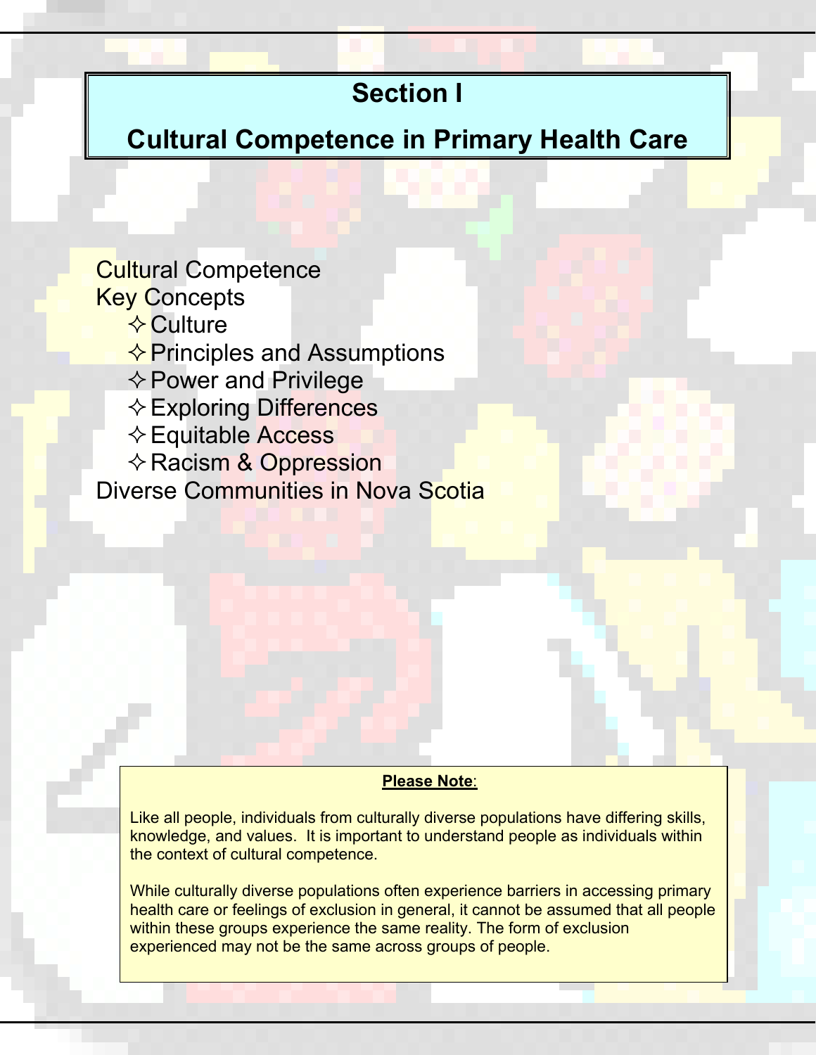# Section I

# Cultural Competence in Primary Health Care

Cultural Competence

Key Concepts

- ✧ Culture
- ✧ Principles and Assumptions
- ✧ Power and Privilege
- ✧ Exploring Differences
- ✧ Equitable Access
- ✧ Racism & Oppression

Diverse Communities in Nova Scotia

> **Please Note**:
>
> Like all people, individuals from culturally diverse populations have differing skills, knowledge, and values. It is important to understand people as individuals within the context of cultural competence.
>
> While culturally diverse populations often experience barriers in accessing primary health care or feelings of exclusion in general, it cannot be assumed that all people within these groups experience the same reality. The form of exclusion experienced may not be the same across groups of people.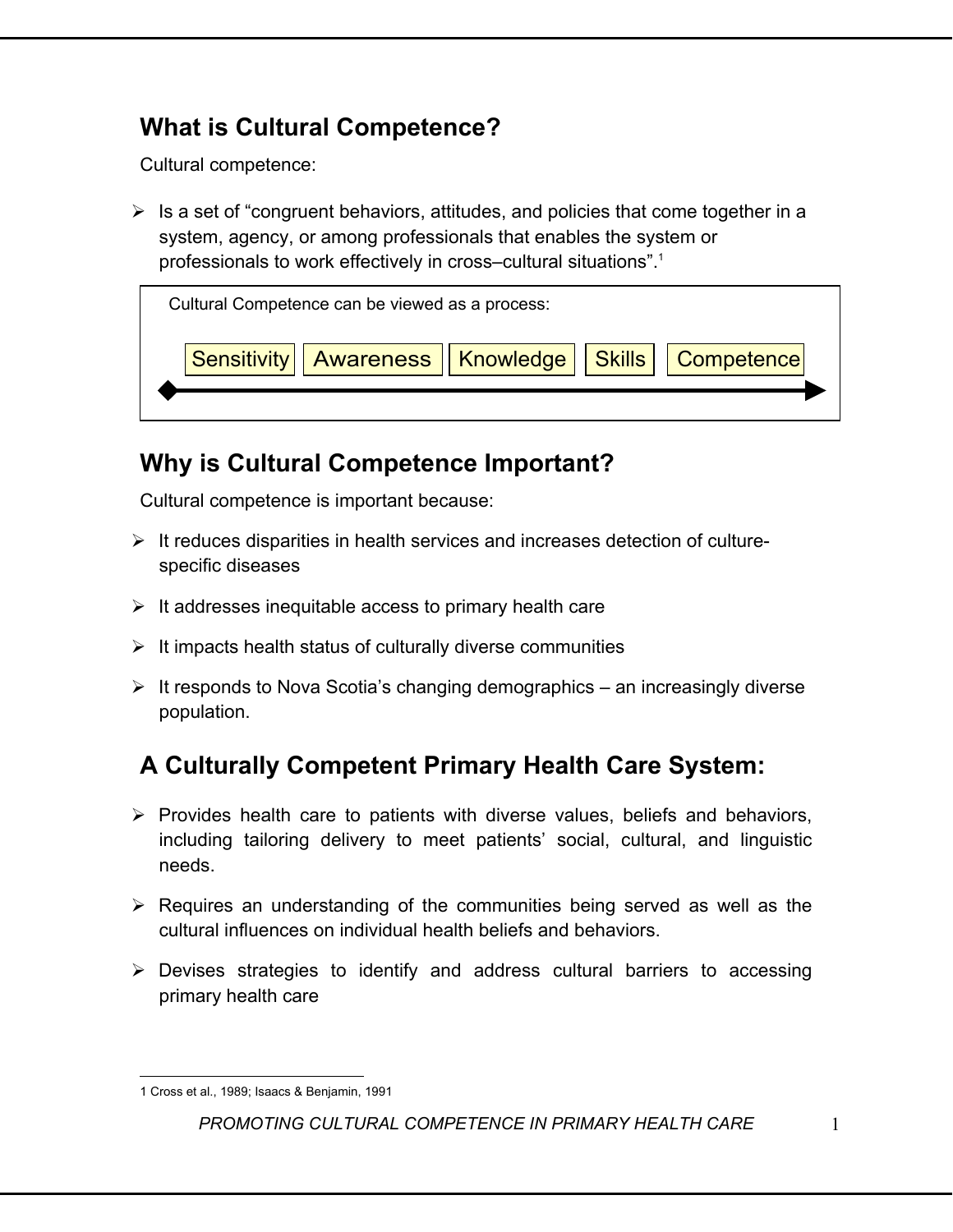## What is Cultural Competence?

Cultural competence:

- Is a set of “congruent behaviors, attitudes, and policies that come together in a system, agency, or among professionals that enables the system or professionals to work effectively in cross–cultural situations”.[1]

Cultural Competence can be viewed as a process:

Sensitivity → Awareness → Knowledge → Skills → Competence

## Why is Cultural Competence Important?

Cultural competence is important because:

- It reduces disparities in health services and increases detection of culture-specific diseases
- It addresses inequitable access to primary health care
- It impacts health status of culturally diverse communities
- It responds to Nova Scotia’s changing demographics – an increasingly diverse population.

## A Culturally Competent Primary Health Care System:

- Provides health care to patients with diverse values, beliefs and behaviors, including tailoring delivery to meet patients’ social, cultural, and linguistic needs.
- Requires an understanding of the communities being served as well as the cultural influences on individual health beliefs and behaviors.
- Devises strategies to identify and address cultural barriers to accessing primary health care

1 Cross et al., 1989; Isaacs & Benjamin, 1991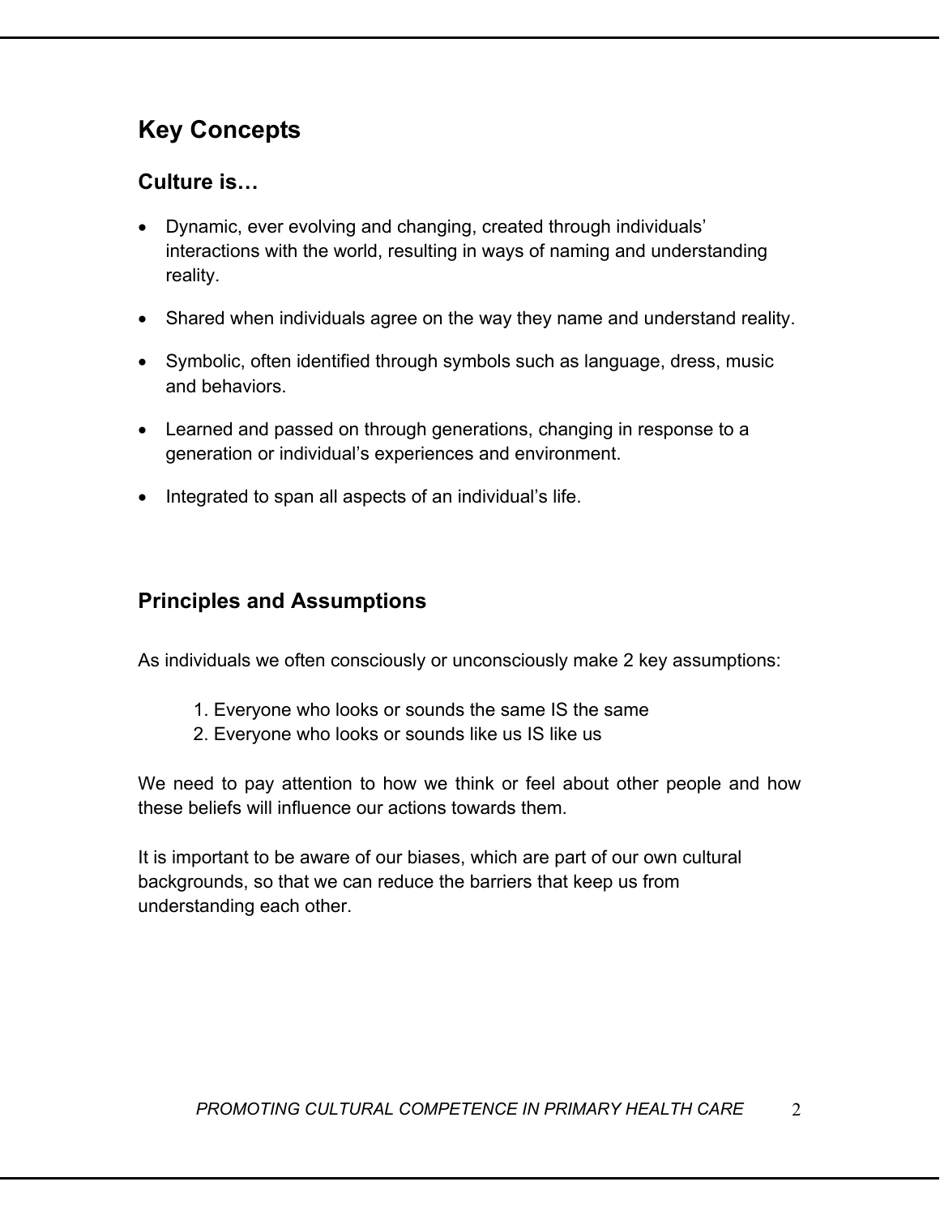# Key Concepts

## Culture is…

- Dynamic, ever evolving and changing, created through individuals' interactions with the world, resulting in ways of naming and understanding reality.
- Shared when individuals agree on the way they name and understand reality.
- Symbolic, often identified through symbols such as language, dress, music and behaviors.
- Learned and passed on through generations, changing in response to a generation or individual's experiences and environment.
- Integrated to span all aspects of an individual's life.

## Principles and Assumptions

As individuals we often consciously or unconsciously make 2 key assumptions:

1. Everyone who looks or sounds the same IS the same
2. Everyone who looks or sounds like us IS like us

We need to pay attention to how we think or feel about other people and how these beliefs will influence our actions towards them.

It is important to be aware of our biases, which are part of our own cultural backgrounds, so that we can reduce the barriers that keep us from understanding each other.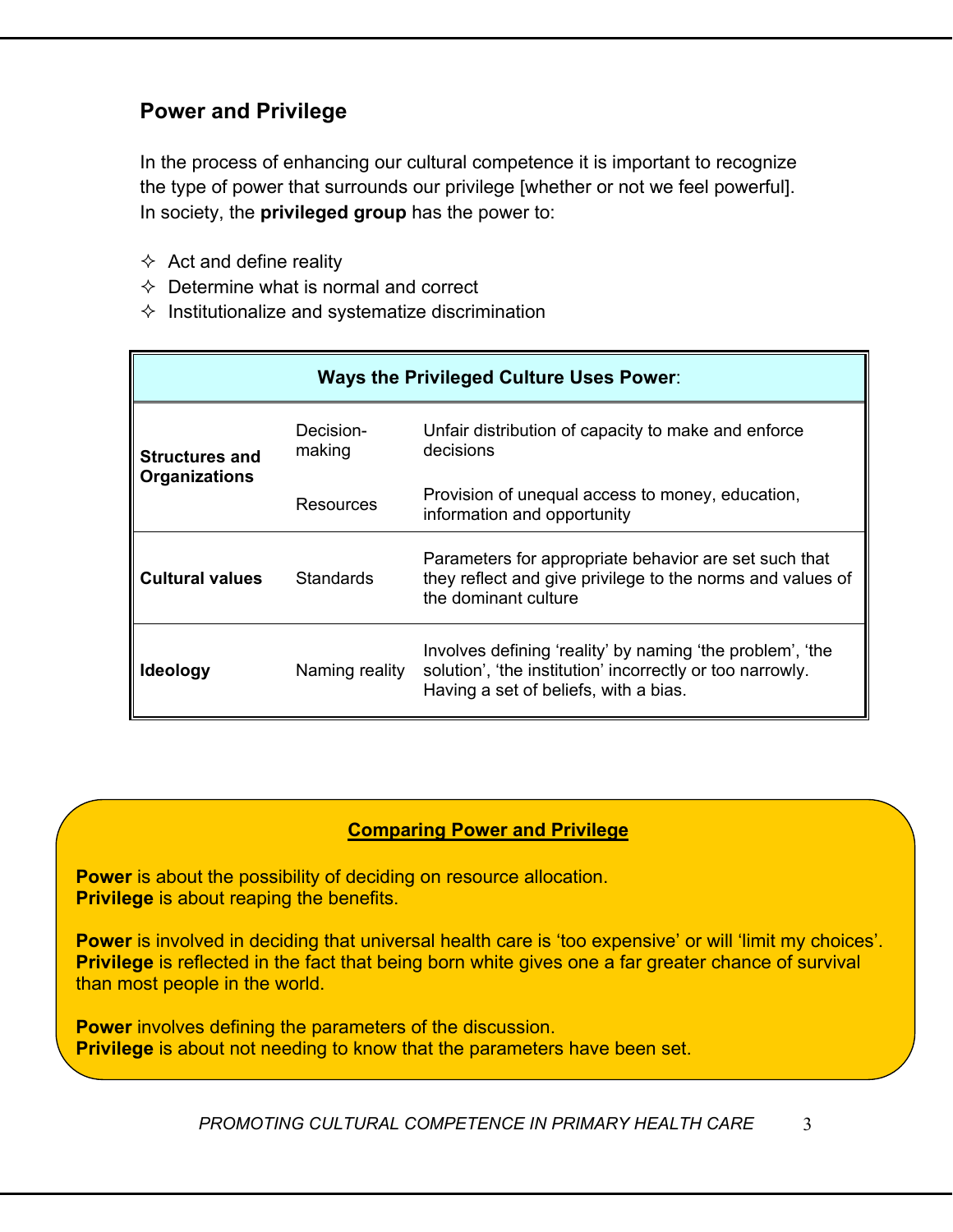## Power and Privilege

In the process of enhancing our cultural competence it is important to recognize the type of power that surrounds our privilege [whether or not we feel powerful]. In society, the **privileged group** has the power to:

- Act and define reality
- Determine what is normal and correct
- Institutionalize and systematize discrimination

| **Ways the Privileged Culture Uses Power**: | | |
|---|---|---|
| **Structures and Organizations** | Decision-making | Unfair distribution of capacity to make and enforce decisions |
| | Resources | Provision of unequal access to money, education, information and opportunity |
| **Cultural values** | Standards | Parameters for appropriate behavior are set such that they reflect and give privilege to the norms and values of the dominant culture |
| **Ideology** | Naming reality | Involves defining 'reality' by naming 'the problem', 'the solution', 'the institution' incorrectly or too narrowly. Having a set of beliefs, with a bias. |

**Comparing Power and Privilege**

**Power** is about the possibility of deciding on resource allocation.
**Privilege** is about reaping the benefits.

**Power** is involved in deciding that universal health care is 'too expensive' or will 'limit my choices'.
**Privilege** is reflected in the fact that being born white gives one a far greater chance of survival than most people in the world.

**Power** involves defining the parameters of the discussion.
**Privilege** is about not needing to know that the parameters have been set.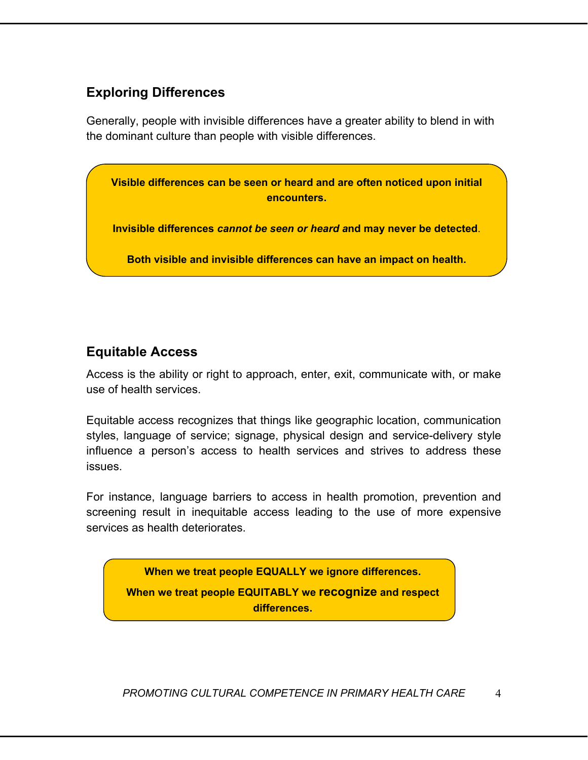## Exploring Differences

Generally, people with invisible differences have a greater ability to blend in with the dominant culture than people with visible differences.

**Visible differences can be seen or heard and are often noticed upon initial encounters.**

**Invisible differences *cannot be seen or heard* and may never be detected**.

**Both visible and invisible differences can have an impact on health.**

## Equitable Access

Access is the ability or right to approach, enter, exit, communicate with, or make use of health services.

Equitable access recognizes that things like geographic location, communication styles, language of service; signage, physical design and service-delivery style influence a person's access to health services and strives to address these issues.

For instance, language barriers to access in health promotion, prevention and screening result in inequitable access leading to the use of more expensive services as health deteriorates.

**When we treat people EQUALLY we ignore differences.**

**When we treat people EQUITABLY we recognize and respect differences.**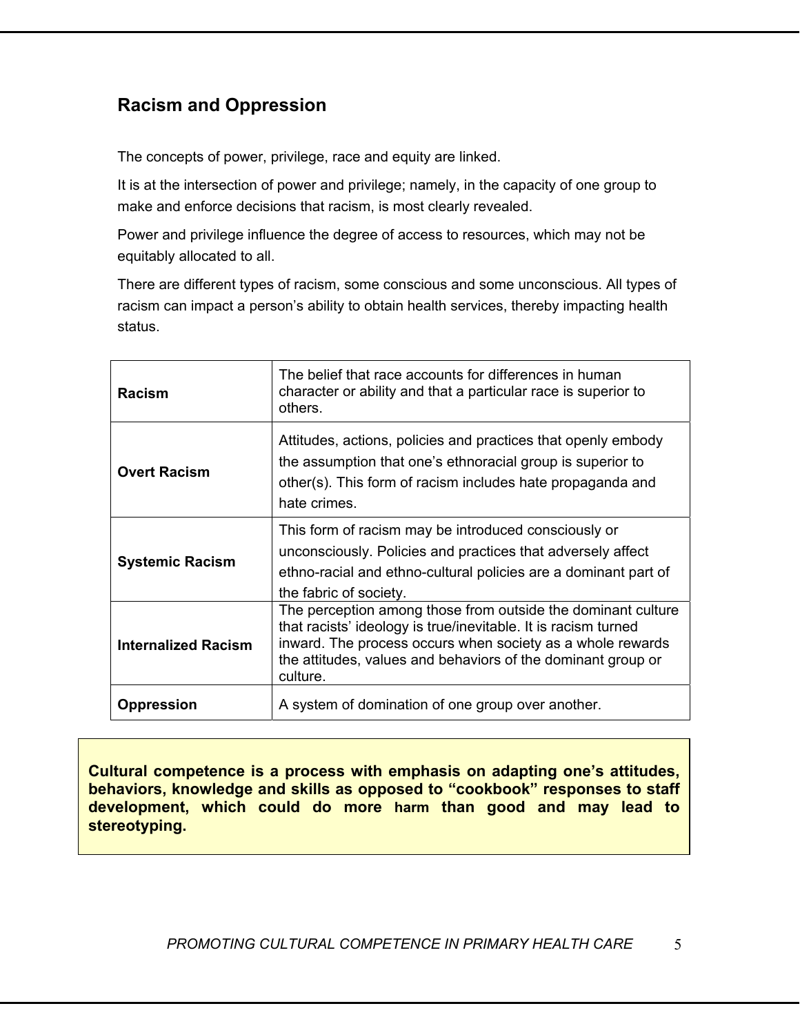## Racism and Oppression

The concepts of power, privilege, race and equity are linked.

It is at the intersection of power and privilege; namely, in the capacity of one group to make and enforce decisions that racism, is most clearly revealed.

Power and privilege influence the degree of access to resources, which may not be equitably allocated to all.

There are different types of racism, some conscious and some unconscious. All types of racism can impact a person's ability to obtain health services, thereby impacting health status.

| | |
|---|---|
| **Racism** | The belief that race accounts for differences in human character or ability and that a particular race is superior to others. |
| **Overt Racism** | Attitudes, actions, policies and practices that openly embody the assumption that one's ethnoracial group is superior to other(s). This form of racism includes hate propaganda and hate crimes. |
| **Systemic Racism** | This form of racism may be introduced consciously or unconsciously. Policies and practices that adversely affect ethno-racial and ethno-cultural policies are a dominant part of the fabric of society. |
| **Internalized Racism** | The perception among those from outside the dominant culture that racists' ideology is true/inevitable. It is racism turned inward. The process occurs when society as a whole rewards the attitudes, values and behaviors of the dominant group or culture. |
| **Oppression** | A system of domination of one group over another. |

**Cultural competence is a process with emphasis on adapting one's attitudes, behaviors, knowledge and skills as opposed to "cookbook" responses to staff development, which could do more harm than good and may lead to stereotyping.**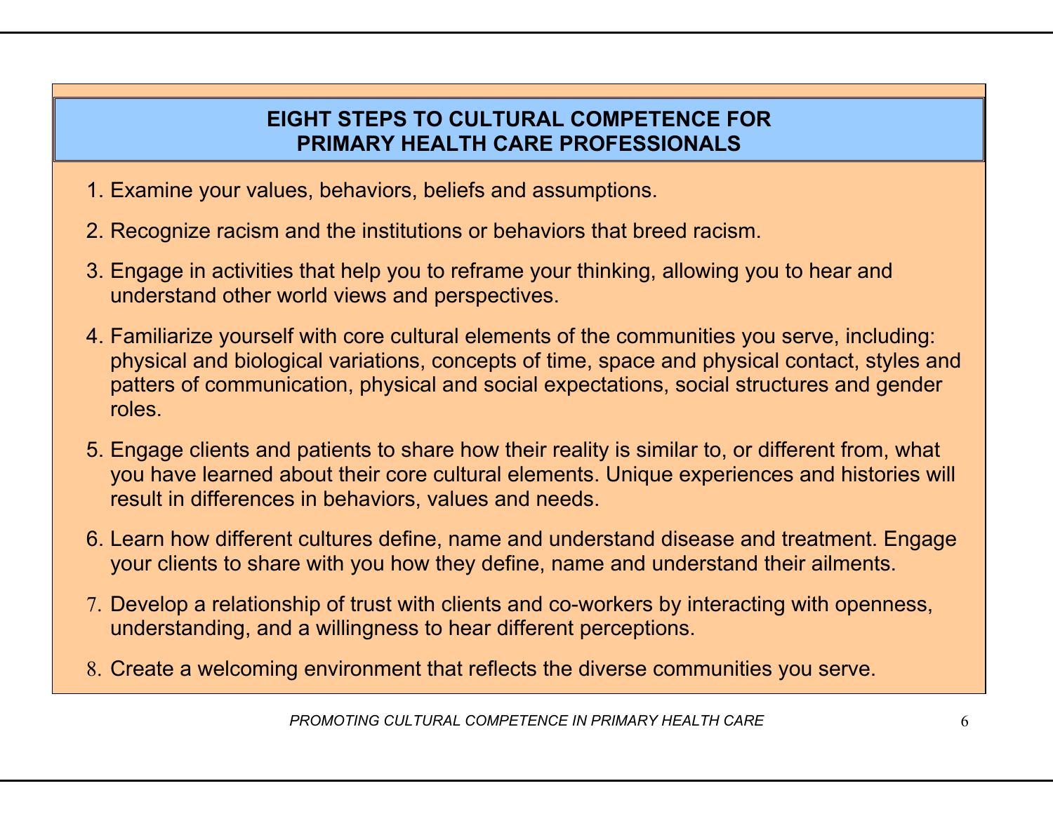## EIGHT STEPS TO CULTURAL COMPETENCE FOR PRIMARY HEALTH CARE PROFESSIONALS

1. Examine your values, behaviors, beliefs and assumptions.
2. Recognize racism and the institutions or behaviors that breed racism.
3. Engage in activities that help you to reframe your thinking, allowing you to hear and understand other world views and perspectives.
4. Familiarize yourself with core cultural elements of the communities you serve, including: physical and biological variations, concepts of time, space and physical contact, styles and patters of communication, physical and social expectations, social structures and gender roles.
5. Engage clients and patients to share how their reality is similar to, or different from, what you have learned about their core cultural elements. Unique experiences and histories will result in differences in behaviors, values and needs.
6. Learn how different cultures define, name and understand disease and treatment. Engage your clients to share with you how they define, name and understand their ailments.
7. Develop a relationship of trust with clients and co-workers by interacting with openness, understanding, and a willingness to hear different perceptions.
8. Create a welcoming environment that reflects the diverse communities you serve.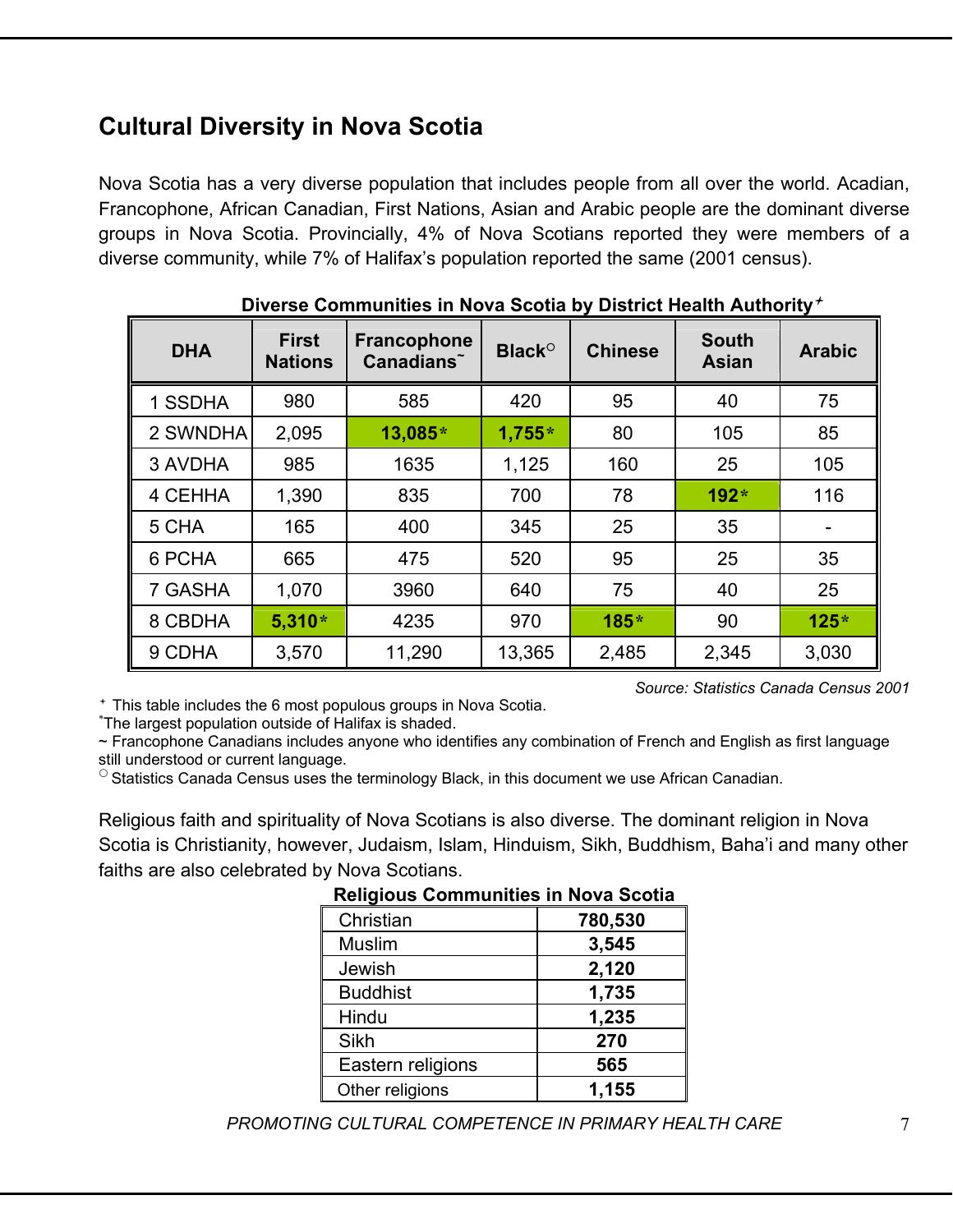## Cultural Diversity in Nova Scotia

Nova Scotia has a very diverse population that includes people from all over the world. Acadian, Francophone, African Canadian, First Nations, Asian and Arabic people are the dominant diverse groups in Nova Scotia. Provincially, 4% of Nova Scotians reported they were members of a diverse community, while 7% of Halifax's population reported the same (2001 census).

**Diverse Communities in Nova Scotia by District Health Authority+**

| DHA | First Nations | Francophone Canadians~ | Black○ | Chinese | South Asian | Arabic |
|---|---|---|---|---|---|---|
| 1 SSDHA | 980 | 585 | 420 | 95 | 40 | 75 |
| 2 SWNDHA | 2,095 | **13,085*** | **1,755*** | 80 | 105 | 85 |
| 3 AVDHA | 985 | 1635 | 1,125 | 160 | 25 | 105 |
| 4 CEHHA | 1,390 | 835 | 700 | 78 | **192*** | 116 |
| 5 CHA | 165 | 400 | 345 | 25 | 35 | - |
| 6 PCHA | 665 | 475 | 520 | 95 | 25 | 35 |
| 7 GASHA | 1,070 | 3960 | 640 | 75 | 40 | 25 |
| 8 CBDHA | **5,310*** | 4235 | 970 | **185*** | 90 | **125*** |
| 9 CDHA | 3,570 | 11,290 | 13,365 | 2,485 | 2,345 | 3,030 |

*Source: Statistics Canada Census 2001*

+ This table includes the 6 most populous groups in Nova Scotia.
*The largest population outside of Halifax is shaded.
~ Francophone Canadians includes anyone who identifies any combination of French and English as first language still understood or current language.
○ Statistics Canada Census uses the terminology Black, in this document we use African Canadian.

Religious faith and spirituality of Nova Scotians is also diverse. The dominant religion in Nova Scotia is Christianity, however, Judaism, Islam, Hinduism, Sikh, Buddhism, Baha'i and many other faiths are also celebrated by Nova Scotians.

**Religious Communities in Nova Scotia**

| Religion | Number |
|---|---|
| Christian | **780,530** |
| Muslim | **3,545** |
| Jewish | **2,120** |
| Buddhist | **1,735** |
| Hindu | **1,235** |
| Sikh | **270** |
| Eastern religions | **565** |
| Other religions | **1,155** |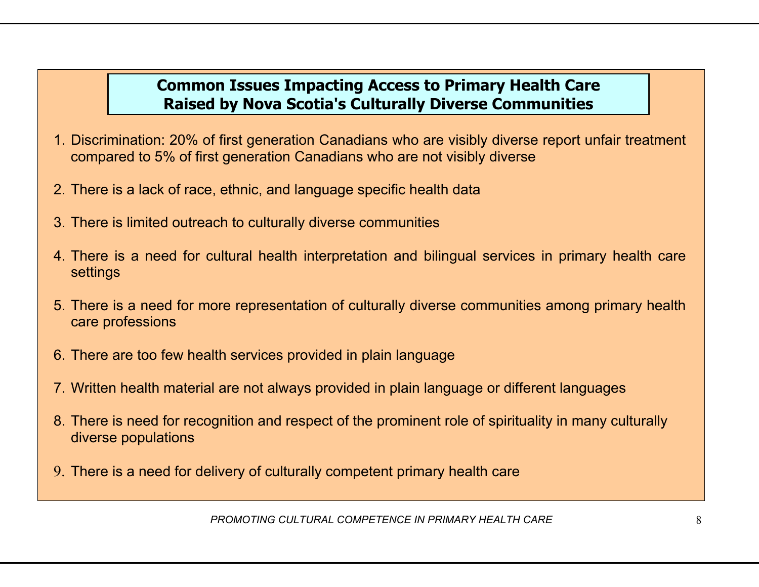## Common Issues Impacting Access to Primary Health Care Raised by Nova Scotia's Culturally Diverse Communities

1. Discrimination: 20% of first generation Canadians who are visibly diverse report unfair treatment compared to 5% of first generation Canadians who are not visibly diverse
2. There is a lack of race, ethnic, and language specific health data
3. There is limited outreach to culturally diverse communities
4. There is a need for cultural health interpretation and bilingual services in primary health care settings
5. There is a need for more representation of culturally diverse communities among primary health care professions
6. There are too few health services provided in plain language
7. Written health material are not always provided in plain language or different languages
8. There is need for recognition and respect of the prominent role of spirituality in many culturally diverse populations
9. There is a need for delivery of culturally competent primary health care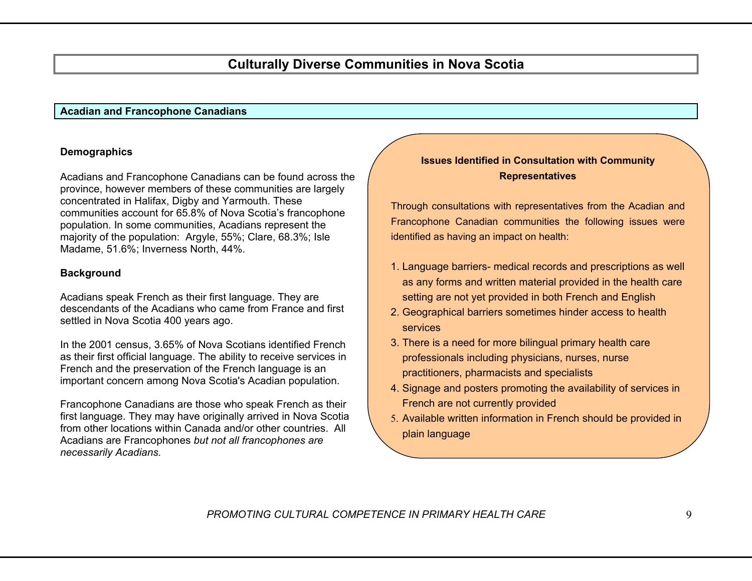# Culturally Diverse Communities in Nova Scotia

## Acadian and Francophone Canadians

### Demographics

Acadians and Francophone Canadians can be found across the province, however members of these communities are largely concentrated in Halifax, Digby and Yarmouth. These communities account for 65.8% of Nova Scotia's francophone population. In some communities, Acadians represent the majority of the population: Argyle, 55%; Clare, 68.3%; Isle Madame, 51.6%; Inverness North, 44%.

### Background

Acadians speak French as their first language. They are descendants of the Acadians who came from France and first settled in Nova Scotia 400 years ago.

In the 2001 census, 3.65% of Nova Scotians identified French as their first official language. The ability to receive services in French and the preservation of the French language is an important concern among Nova Scotia's Acadian population.

Francophone Canadians are those who speak French as their first language. They may have originally arrived in Nova Scotia from other locations within Canada and/or other countries. All Acadians are Francophones *but not all francophones are necessarily Acadians.*

### Issues Identified in Consultation with Community Representatives

Through consultations with representatives from the Acadian and Francophone Canadian communities the following issues were identified as having an impact on health:

1. Language barriers- medical records and prescriptions as well as any forms and written material provided in the health care setting are not yet provided in both French and English
2. Geographical barriers sometimes hinder access to health services
3. There is a need for more bilingual primary health care professionals including physicians, nurses, nurse practitioners, pharmacists and specialists
4. Signage and posters promoting the availability of services in French are not currently provided
5. Available written information in French should be provided in plain language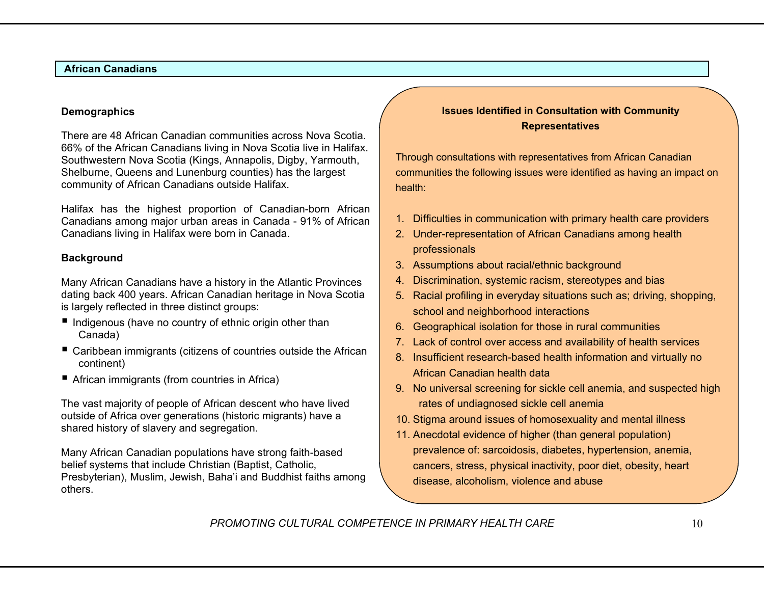## African Canadians

### Demographics

There are 48 African Canadian communities across Nova Scotia. 66% of the African Canadians living in Nova Scotia live in Halifax. Southwestern Nova Scotia (Kings, Annapolis, Digby, Yarmouth, Shelburne, Queens and Lunenburg counties) has the largest community of African Canadians outside Halifax.

Halifax has the highest proportion of Canadian-born African Canadians among major urban areas in Canada - 91% of African Canadians living in Halifax were born in Canada.

### Background

Many African Canadians have a history in the Atlantic Provinces dating back 400 years. African Canadian heritage in Nova Scotia is largely reflected in three distinct groups:

- Indigenous (have no country of ethnic origin other than Canada)
- Caribbean immigrants (citizens of countries outside the African continent)
- African immigrants (from countries in Africa)

The vast majority of people of African descent who have lived outside of Africa over generations (historic migrants) have a shared history of slavery and segregation.

Many African Canadian populations have strong faith-based belief systems that include Christian (Baptist, Catholic, Presbyterian), Muslim, Jewish, Baha'i and Buddhist faiths among others.

**Issues Identified in Consultation with Community Representatives**

Through consultations with representatives from African Canadian communities the following issues were identified as having an impact on health:

1. Difficulties in communication with primary health care providers
2. Under-representation of African Canadians among health professionals
3. Assumptions about racial/ethnic background
4. Discrimination, systemic racism, stereotypes and bias
5. Racial profiling in everyday situations such as; driving, shopping, school and neighborhood interactions
6. Geographical isolation for those in rural communities
7. Lack of control over access and availability of health services
8. Insufficient research-based health information and virtually no African Canadian health data
9. No universal screening for sickle cell anemia, and suspected high rates of undiagnosed sickle cell anemia
10. Stigma around issues of homosexuality and mental illness
11. Anecdotal evidence of higher (than general population) prevalence of: sarcoidosis, diabetes, hypertension, anemia, cancers, stress, physical inactivity, poor diet, obesity, heart disease, alcoholism, violence and abuse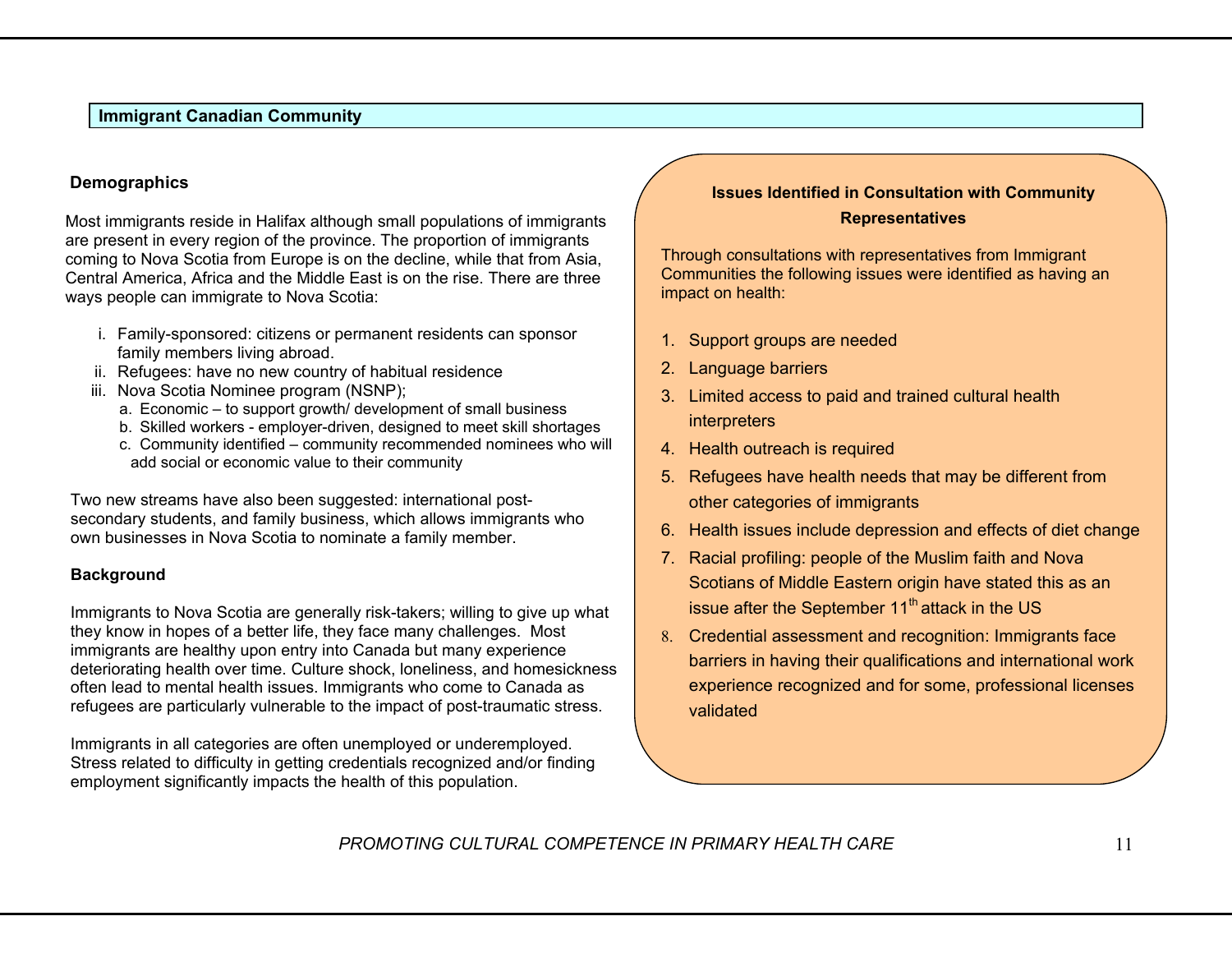## Immigrant Canadian Community

### Demographics

Most immigrants reside in Halifax although small populations of immigrants are present in every region of the province. The proportion of immigrants coming to Nova Scotia from Europe is on the decline, while that from Asia, Central America, Africa and the Middle East is on the rise. There are three ways people can immigrate to Nova Scotia:

i. Family-sponsored: citizens or permanent residents can sponsor family members living abroad.
ii. Refugees: have no new country of habitual residence
iii. Nova Scotia Nominee program (NSNP);
   a. Economic – to support growth/ development of small business
   b. Skilled workers - employer-driven, designed to meet skill shortages
   c. Community identified – community recommended nominees who will add social or economic value to their community

Two new streams have also been suggested: international post-secondary students, and family business, which allows immigrants who own businesses in Nova Scotia to nominate a family member.

### Background

Immigrants to Nova Scotia are generally risk-takers; willing to give up what they know in hopes of a better life, they face many challenges. Most immigrants are healthy upon entry into Canada but many experience deteriorating health over time. Culture shock, loneliness, and homesickness often lead to mental health issues. Immigrants who come to Canada as refugees are particularly vulnerable to the impact of post-traumatic stress.

Immigrants in all categories are often unemployed or underemployed. Stress related to difficulty in getting credentials recognized and/or finding employment significantly impacts the health of this population.

### Issues Identified in Consultation with Community Representatives

Through consultations with representatives from Immigrant Communities the following issues were identified as having an impact on health:

1. Support groups are needed
2. Language barriers
3. Limited access to paid and trained cultural health interpreters
4. Health outreach is required
5. Refugees have health needs that may be different from other categories of immigrants
6. Health issues include depression and effects of diet change
7. Racial profiling: people of the Muslim faith and Nova Scotians of Middle Eastern origin have stated this as an issue after the September 11th attack in the US
8. Credential assessment and recognition: Immigrants face barriers in having their qualifications and international work experience recognized and for some, professional licenses validated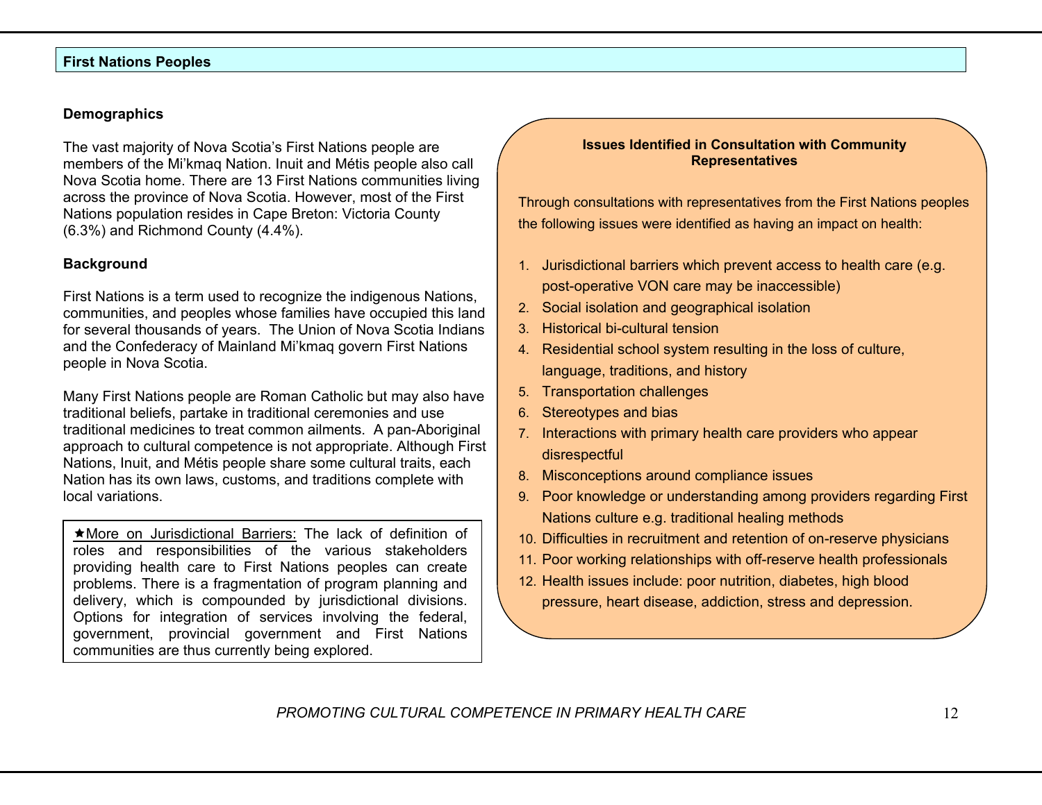## First Nations Peoples

### Demographics

The vast majority of Nova Scotia's First Nations people are members of the Mi'kmaq Nation. Inuit and Métis people also call Nova Scotia home. There are 13 First Nations communities living across the province of Nova Scotia. However, most of the First Nations population resides in Cape Breton: Victoria County (6.3%) and Richmond County (4.4%).

### Background

First Nations is a term used to recognize the indigenous Nations, communities, and peoples whose families have occupied this land for several thousands of years. The Union of Nova Scotia Indians and the Confederacy of Mainland Mi'kmaq govern First Nations people in Nova Scotia.

Many First Nations people are Roman Catholic but may also have traditional beliefs, partake in traditional ceremonies and use traditional medicines to treat common ailments. A pan-Aboriginal approach to cultural competence is not appropriate. Although First Nations, Inuit, and Métis people share some cultural traits, each Nation has its own laws, customs, and traditions complete with local variations.

★More on Jurisdictional Barriers: The lack of definition of roles and responsibilities of the various stakeholders providing health care to First Nations peoples can create problems. There is a fragmentation of program planning and delivery, which is compounded by jurisdictional divisions. Options for integration of services involving the federal, government, provincial government and First Nations communities are thus currently being explored.

**Issues Identified in Consultation with Community Representatives**

Through consultations with representatives from the First Nations peoples the following issues were identified as having an impact on health:

1. Jurisdictional barriers which prevent access to health care (e.g. post-operative VON care may be inaccessible)
2. Social isolation and geographical isolation
3. Historical bi-cultural tension
4. Residential school system resulting in the loss of culture, language, traditions, and history
5. Transportation challenges
6. Stereotypes and bias
7. Interactions with primary health care providers who appear disrespectful
8. Misconceptions around compliance issues
9. Poor knowledge or understanding among providers regarding First Nations culture e.g. traditional healing methods
10. Difficulties in recruitment and retention of on-reserve physicians
11. Poor working relationships with off-reserve health professionals
12. Health issues include: poor nutrition, diabetes, high blood pressure, heart disease, addiction, stress and depression.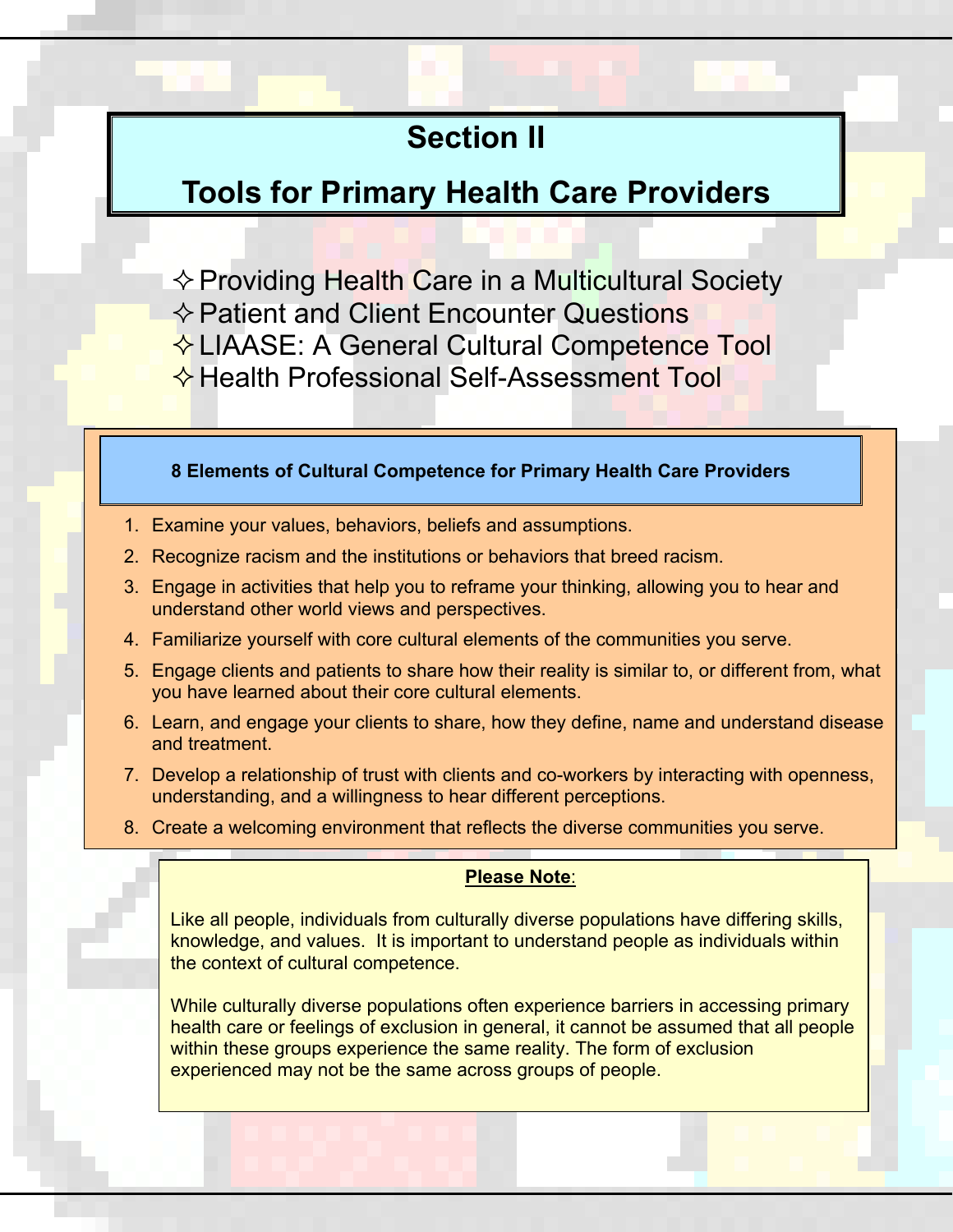# Section II

# Tools for Primary Health Care Providers

- ✧ Providing Health Care in a Multicultural Society
- ✧ Patient and Client Encounter Questions
- ✧ LIAASE: A General Cultural Competence Tool
- ✧ Health Professional Self-Assessment Tool

**8 Elements of Cultural Competence for Primary Health Care Providers**

1. Examine your values, behaviors, beliefs and assumptions.
2. Recognize racism and the institutions or behaviors that breed racism.
3. Engage in activities that help you to reframe your thinking, allowing you to hear and understand other world views and perspectives.
4. Familiarize yourself with core cultural elements of the communities you serve.
5. Engage clients and patients to share how their reality is similar to, or different from, what you have learned about their core cultural elements.
6. Learn, and engage your clients to share, how they define, name and understand disease and treatment.
7. Develop a relationship of trust with clients and co-workers by interacting with openness, understanding, and a willingness to hear different perceptions.
8. Create a welcoming environment that reflects the diverse communities you serve.

**Please Note**:

Like all people, individuals from culturally diverse populations have differing skills, knowledge, and values. It is important to understand people as individuals within the context of cultural competence.

While culturally diverse populations often experience barriers in accessing primary health care or feelings of exclusion in general, it cannot be assumed that all people within these groups experience the same reality. The form of exclusion experienced may not be the same across groups of people.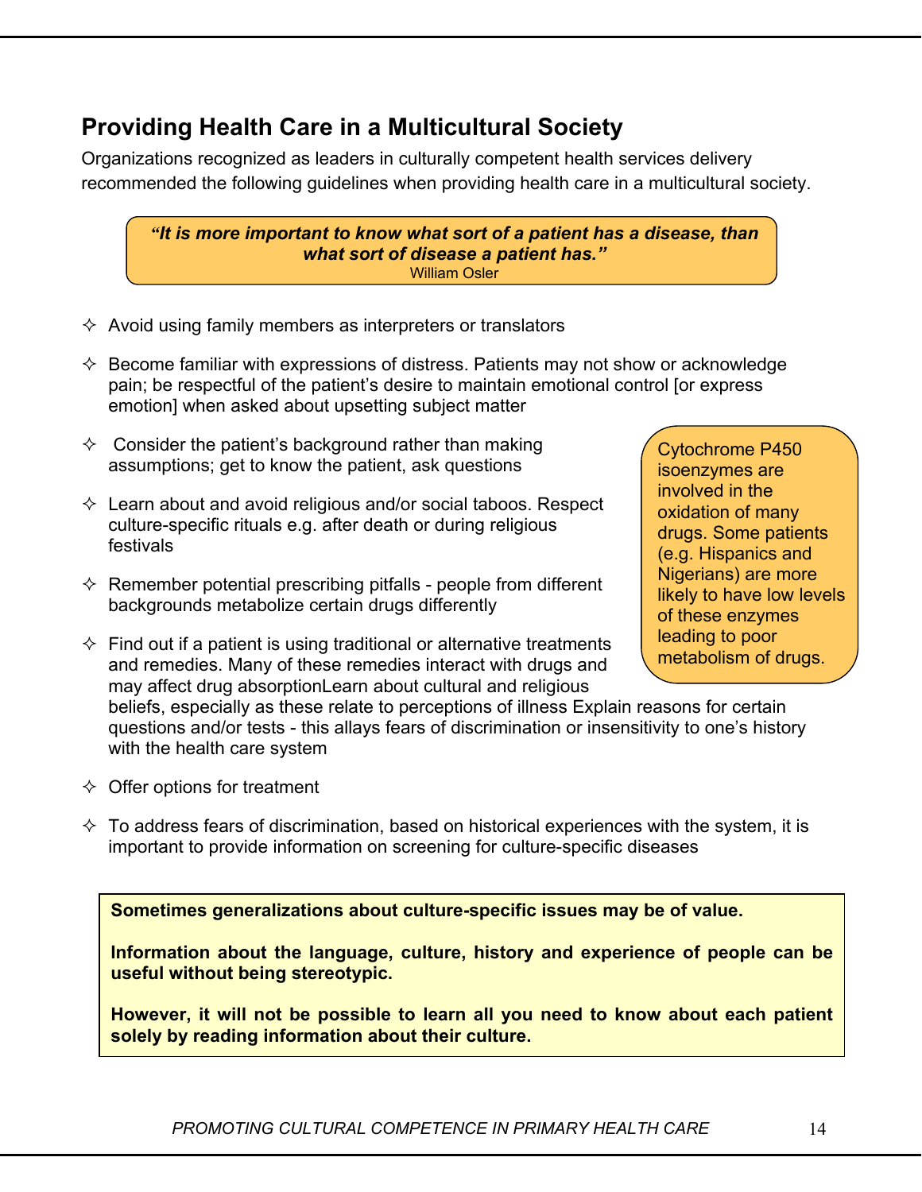## Providing Health Care in a Multicultural Society

Organizations recognized as leaders in culturally competent health services delivery recommended the following guidelines when providing health care in a multicultural society.

> ***"It is more important to know what sort of a patient has a disease, than what sort of disease a patient has."***
> William Osler

- Avoid using family members as interpreters or translators
- Become familiar with expressions of distress. Patients may not show or acknowledge pain; be respectful of the patient's desire to maintain emotional control [or express emotion] when asked about upsetting subject matter
- Consider the patient's background rather than making assumptions; get to know the patient, ask questions
- Learn about and avoid religious and/or social taboos. Respect culture-specific rituals e.g. after death or during religious festivals
- Remember potential prescribing pitfalls - people from different backgrounds metabolize certain drugs differently
- Find out if a patient is using traditional or alternative treatments and remedies. Many of these remedies interact with drugs and may affect drug absorptionLearn about cultural and religious beliefs, especially as these relate to perceptions of illness Explain reasons for certain questions and/or tests - this allays fears of discrimination or insensitivity to one's history with the health care system
- Offer options for treatment
- To address fears of discrimination, based on historical experiences with the system, it is important to provide information on screening for culture-specific diseases

> Cytochrome P450 isoenzymes are involved in the oxidation of many drugs. Some patients (e.g. Hispanics and Nigerians) are more likely to have low levels of these enzymes leading to poor metabolism of drugs.

**Sometimes generalizations about culture-specific issues may be of value.**

**Information about the language, culture, history and experience of people can be useful without being stereotypic.**

**However, it will not be possible to learn all you need to know about each patient solely by reading information about their culture.**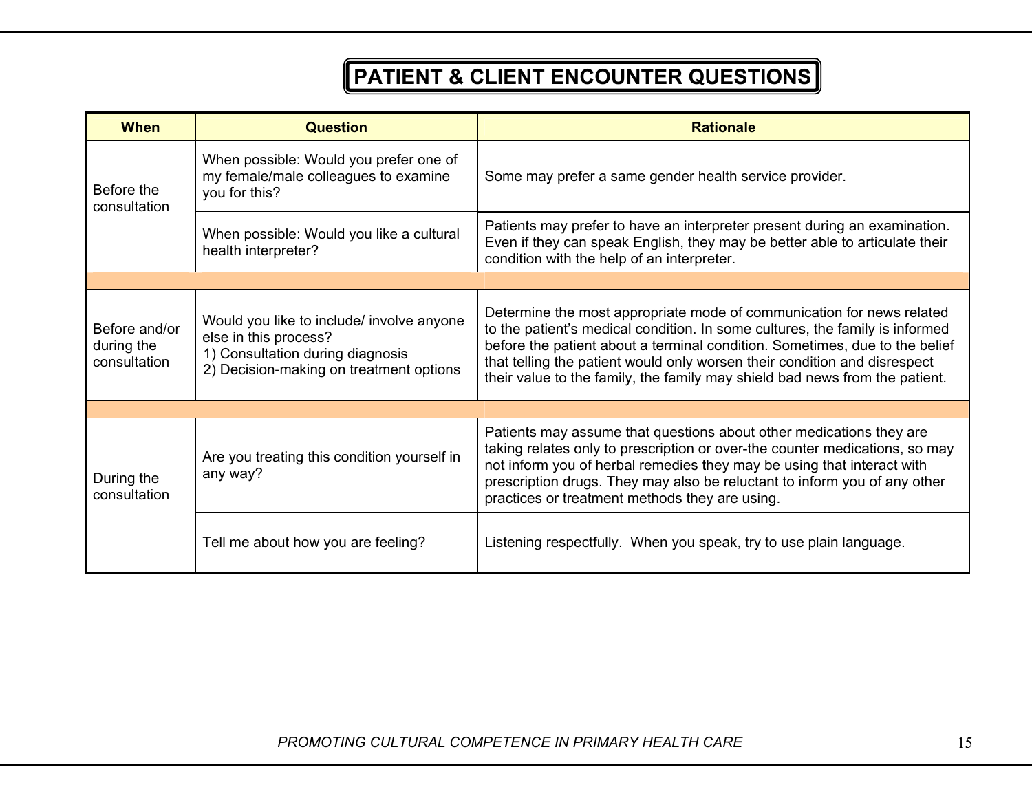# PATIENT & CLIENT ENCOUNTER QUESTIONS

| When | Question | Rationale |
|---|---|---|
| Before the consultation | When possible: Would you prefer one of my female/male colleagues to examine you for this? | Some may prefer a same gender health service provider. |
| | When possible: Would you like a cultural health interpreter? | Patients may prefer to have an interpreter present during an examination. Even if they can speak English, they may be better able to articulate their condition with the help of an interpreter. |
| | | |
| Before and/or during the consultation | Would you like to include/ involve anyone else in this process?<br>1) Consultation during diagnosis<br>2) Decision-making on treatment options | Determine the most appropriate mode of communication for news related to the patient's medical condition. In some cultures, the family is informed before the patient about a terminal condition. Sometimes, due to the belief that telling the patient would only worsen their condition and disrespect their value to the family, the family may shield bad news from the patient. |
| | | |
| During the consultation | Are you treating this condition yourself in any way? | Patients may assume that questions about other medications they are taking relates only to prescription or over-the counter medications, so may not inform you of herbal remedies they may be using that interact with prescription drugs. They may also be reluctant to inform you of any other practices or treatment methods they are using. |
| | Tell me about how you are feeling? | Listening respectfully. When you speak, try to use plain language. |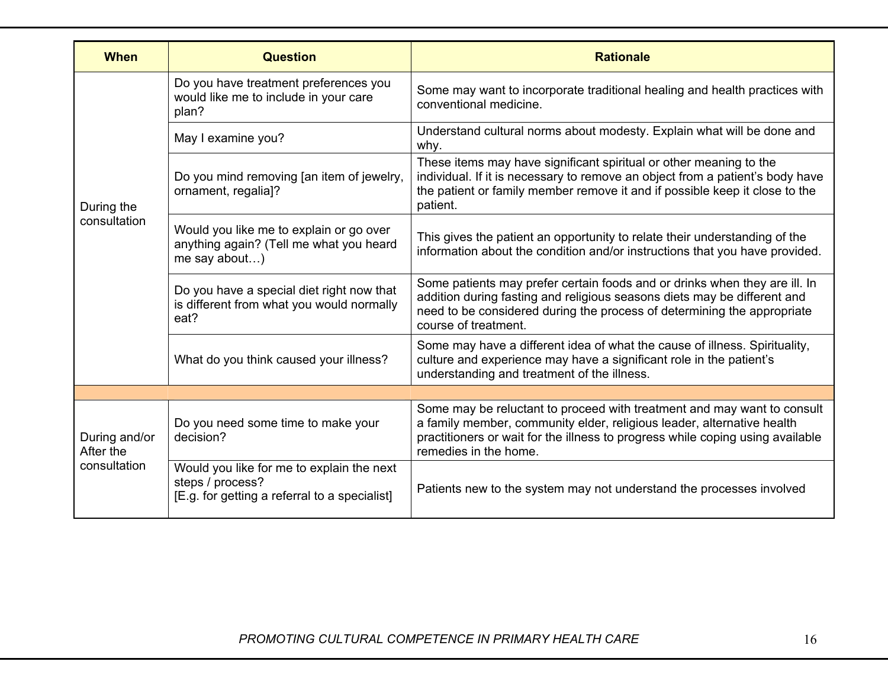| When | Question | Rationale |
|---|---|---|
| During the consultation | Do you have treatment preferences you would like me to include in your care plan? | Some may want to incorporate traditional healing and health practices with conventional medicine. |
| | May I examine you? | Understand cultural norms about modesty. Explain what will be done and why. |
| | Do you mind removing [an item of jewelry, ornament, regalia]? | These items may have significant spiritual or other meaning to the individual. If it is necessary to remove an object from a patient's body have the patient or family member remove it and if possible keep it close to the patient. |
| | Would you like me to explain or go over anything again? (Tell me what you heard me say about…) | This gives the patient an opportunity to relate their understanding of the information about the condition and/or instructions that you have provided. |
| | Do you have a special diet right now that is different from what you would normally eat? | Some patients may prefer certain foods and or drinks when they are ill. In addition during fasting and religious seasons diets may be different and need to be considered during the process of determining the appropriate course of treatment. |
| | What do you think caused your illness? | Some may have a different idea of what the cause of illness. Spirituality, culture and experience may have a significant role in the patient's understanding and treatment of the illness. |
| | | |
| During and/or After the consultation | Do you need some time to make your decision? | Some may be reluctant to proceed with treatment and may want to consult a family member, community elder, religious leader, alternative health practitioners or wait for the illness to progress while coping using available remedies in the home. |
| | Would you like for me to explain the next steps / process? [E.g. for getting a referral to a specialist] | Patients new to the system may not understand the processes involved |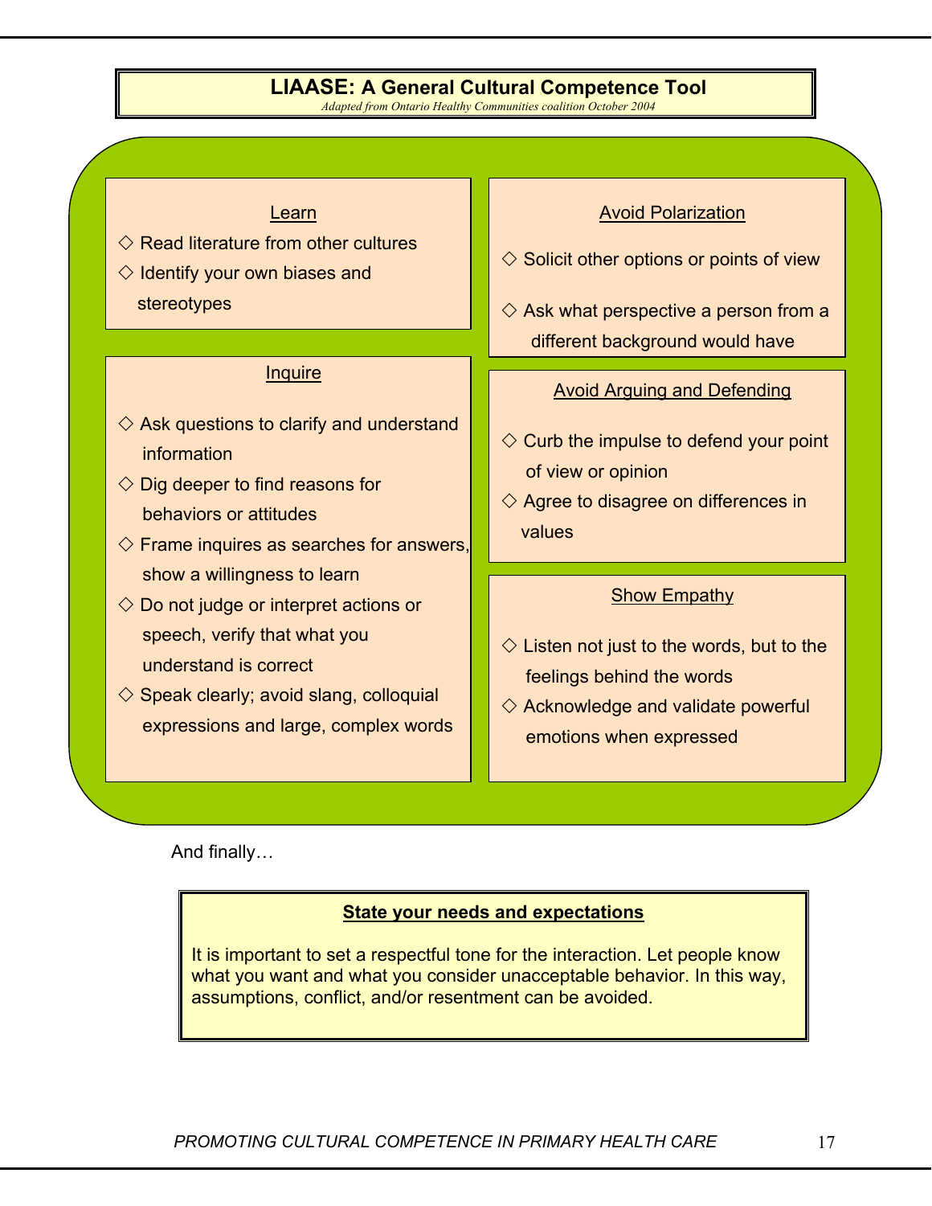## LIAASE: A General Cultural Competence Tool

*Adapted from Ontario Healthy Communities coalition October 2004*

### Learn

- ◇ Read literature from other cultures
- ◇ Identify your own biases and stereotypes

### Inquire

- ◇ Ask questions to clarify and understand information
- ◇ Dig deeper to find reasons for behaviors or attitudes
- ◇ Frame inquires as searches for answers, show a willingness to learn
- ◇ Do not judge or interpret actions or speech, verify that what you understand is correct
- ◇ Speak clearly; avoid slang, colloquial expressions and large, complex words

### Avoid Polarization

- ◇ Solicit other options or points of view
- ◇ Ask what perspective a person from a different background would have

### Avoid Arguing and Defending

- ◇ Curb the impulse to defend your point of view or opinion
- ◇ Agree to disagree on differences in values

### Show Empathy

- ◇ Listen not just to the words, but to the feelings behind the words
- ◇ Acknowledge and validate powerful emotions when expressed

And finally…

**State your needs and expectations**

It is important to set a respectful tone for the interaction. Let people know what you want and what you consider unacceptable behavior. In this way, assumptions, conflict, and/or resentment can be avoided.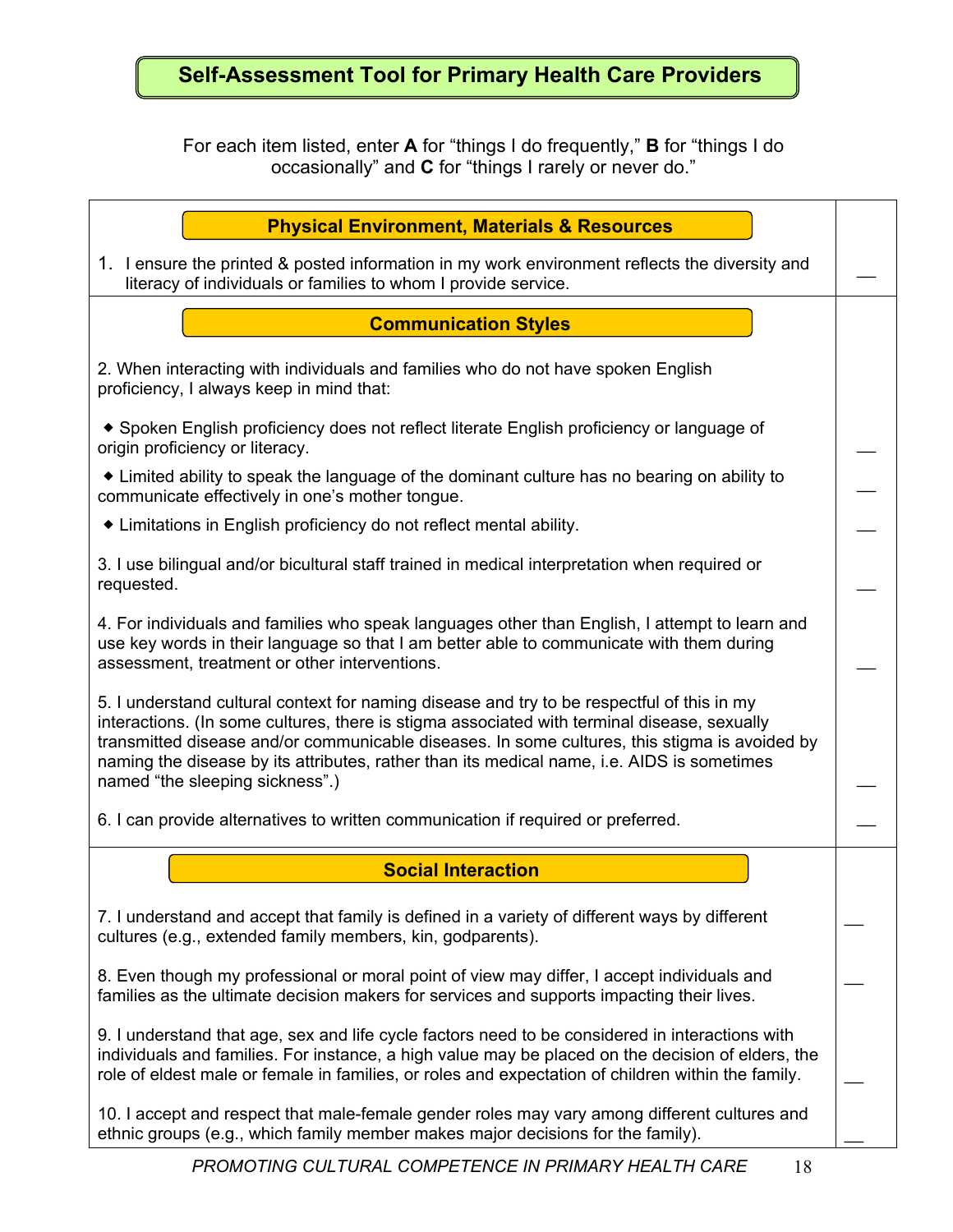# Self-Assessment Tool for Primary Health Care Providers

For each item listed, enter **A** for "things I do frequently," **B** for "things I do occasionally" and **C** for "things I rarely or never do."

| | |
|---|---|
| **Physical Environment, Materials & Resources** | |
| 1. I ensure the printed & posted information in my work environment reflects the diversity and literacy of individuals or families to whom I provide service. | ___ |
| **Communication Styles** | |
| 2. When interacting with individuals and families who do not have spoken English proficiency, I always keep in mind that: | |
| ◆ Spoken English proficiency does not reflect literate English proficiency or language of origin proficiency or literacy. | ___ |
| ◆ Limited ability to speak the language of the dominant culture has no bearing on ability to communicate effectively in one's mother tongue. | ___ |
| ◆ Limitations in English proficiency do not reflect mental ability. | ___ |
| 3. I use bilingual and/or bicultural staff trained in medical interpretation when required or requested. | ___ |
| 4. For individuals and families who speak languages other than English, I attempt to learn and use key words in their language so that I am better able to communicate with them during assessment, treatment or other interventions. | ___ |
| 5. I understand cultural context for naming disease and try to be respectful of this in my interactions. (In some cultures, there is stigma associated with terminal disease, sexually transmitted disease and/or communicable diseases. In some cultures, this stigma is avoided by naming the disease by its attributes, rather than its medical name, i.e. AIDS is sometimes named "the sleeping sickness".) | ___ |
| 6. I can provide alternatives to written communication if required or preferred. | ___ |
| **Social Interaction** | |
| 7. I understand and accept that family is defined in a variety of different ways by different cultures (e.g., extended family members, kin, godparents). | ___ |
| 8. Even though my professional or moral point of view may differ, I accept individuals and families as the ultimate decision makers for services and supports impacting their lives. | ___ |
| 9. I understand that age, sex and life cycle factors need to be considered in interactions with individuals and families. For instance, a high value may be placed on the decision of elders, the role of eldest male or female in families, or roles and expectation of children within the family. | ___ |
| 10. I accept and respect that male-female gender roles may vary among different cultures and ethnic groups (e.g., which family member makes major decisions for the family). | ___ |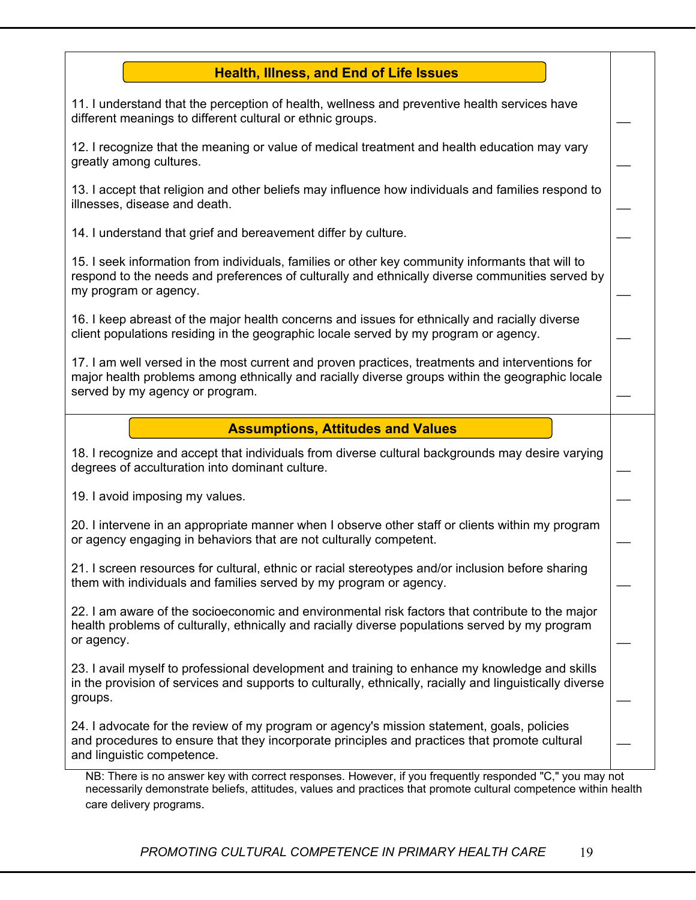| Health, Illness, and End of Life Issues | |
|---|---|
| 11. I understand that the perception of health, wellness and preventive health services have different meanings to different cultural or ethnic groups. | ___ |
| 12. I recognize that the meaning or value of medical treatment and health education may vary greatly among cultures. | ___ |
| 13. I accept that religion and other beliefs may influence how individuals and families respond to illnesses, disease and death. | ___ |
| 14. I understand that grief and bereavement differ by culture. | ___ |
| 15. I seek information from individuals, families or other key community informants that will to respond to the needs and preferences of culturally and ethnically diverse communities served by my program or agency. | ___ |
| 16. I keep abreast of the major health concerns and issues for ethnically and racially diverse client populations residing in the geographic locale served by my program or agency. | ___ |
| 17. I am well versed in the most current and proven practices, treatments and interventions for major health problems among ethnically and racially diverse groups within the geographic locale served by my agency or program. | ___ |
| **Assumptions, Attitudes and Values** | |
| 18. I recognize and accept that individuals from diverse cultural backgrounds may desire varying degrees of acculturation into dominant culture. | ___ |
| 19. I avoid imposing my values. | ___ |
| 20. I intervene in an appropriate manner when I observe other staff or clients within my program or agency engaging in behaviors that are not culturally competent. | ___ |
| 21. I screen resources for cultural, ethnic or racial stereotypes and/or inclusion before sharing them with individuals and families served by my program or agency. | ___ |
| 22. I am aware of the socioeconomic and environmental risk factors that contribute to the major health problems of culturally, ethnically and racially diverse populations served by my program or agency. | ___ |
| 23. I avail myself to professional development and training to enhance my knowledge and skills in the provision of services and supports to culturally, ethnically, racially and linguistically diverse groups. | ___ |
| 24. I advocate for the review of my program or agency's mission statement, goals, policies and procedures to ensure that they incorporate principles and practices that promote cultural and linguistic competence. | ___ |

NB: There is no answer key with correct responses. However, if you frequently responded "C," you may not necessarily demonstrate beliefs, attitudes, values and practices that promote cultural competence within health care delivery programs.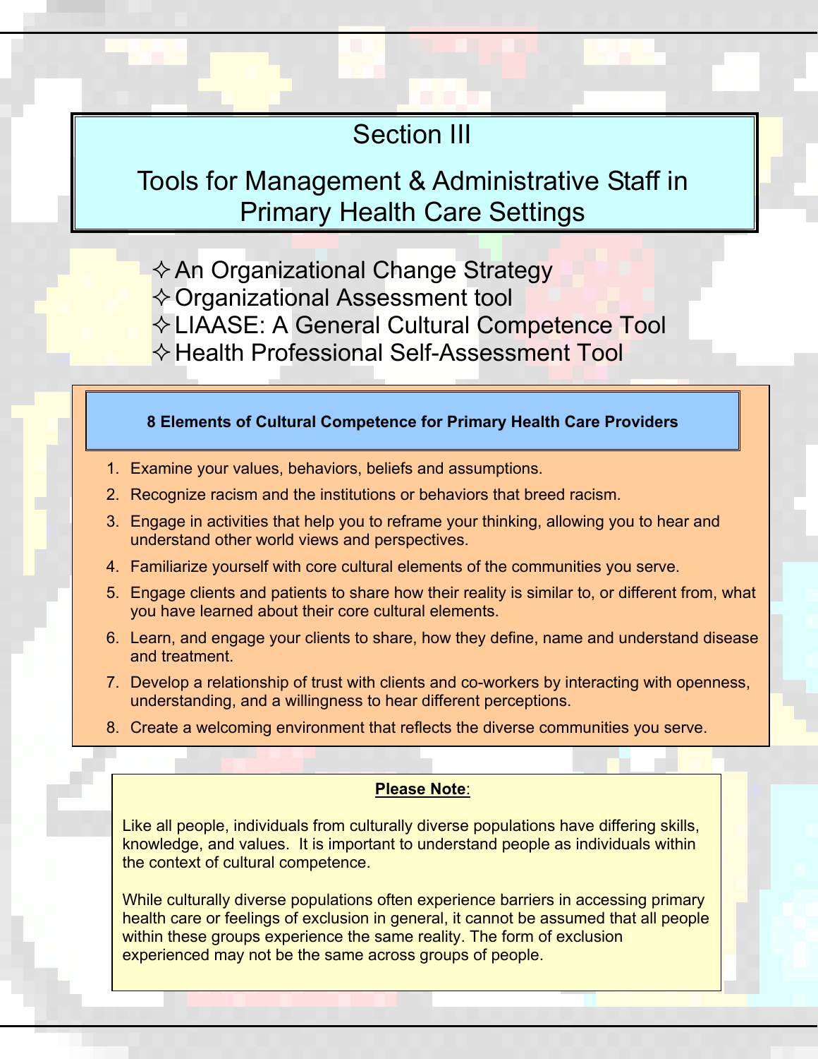# Section III

# Tools for Management & Administrative Staff in Primary Health Care Settings

- An Organizational Change Strategy
- Organizational Assessment tool
- LIAASE: A General Cultural Competence Tool
- Health Professional Self-Assessment Tool

**8 Elements of Cultural Competence for Primary Health Care Providers**

1. Examine your values, behaviors, beliefs and assumptions.
2. Recognize racism and the institutions or behaviors that breed racism.
3. Engage in activities that help you to reframe your thinking, allowing you to hear and understand other world views and perspectives.
4. Familiarize yourself with core cultural elements of the communities you serve.
5. Engage clients and patients to share how their reality is similar to, or different from, what you have learned about their core cultural elements.
6. Learn, and engage your clients to share, how they define, name and understand disease and treatment.
7. Develop a relationship of trust with clients and co-workers by interacting with openness, understanding, and a willingness to hear different perceptions.
8. Create a welcoming environment that reflects the diverse communities you serve.

**Please Note**:

Like all people, individuals from culturally diverse populations have differing skills, knowledge, and values. It is important to understand people as individuals within the context of cultural competence.

While culturally diverse populations often experience barriers in accessing primary health care or feelings of exclusion in general, it cannot be assumed that all people within these groups experience the same reality. The form of exclusion experienced may not be the same across groups of people.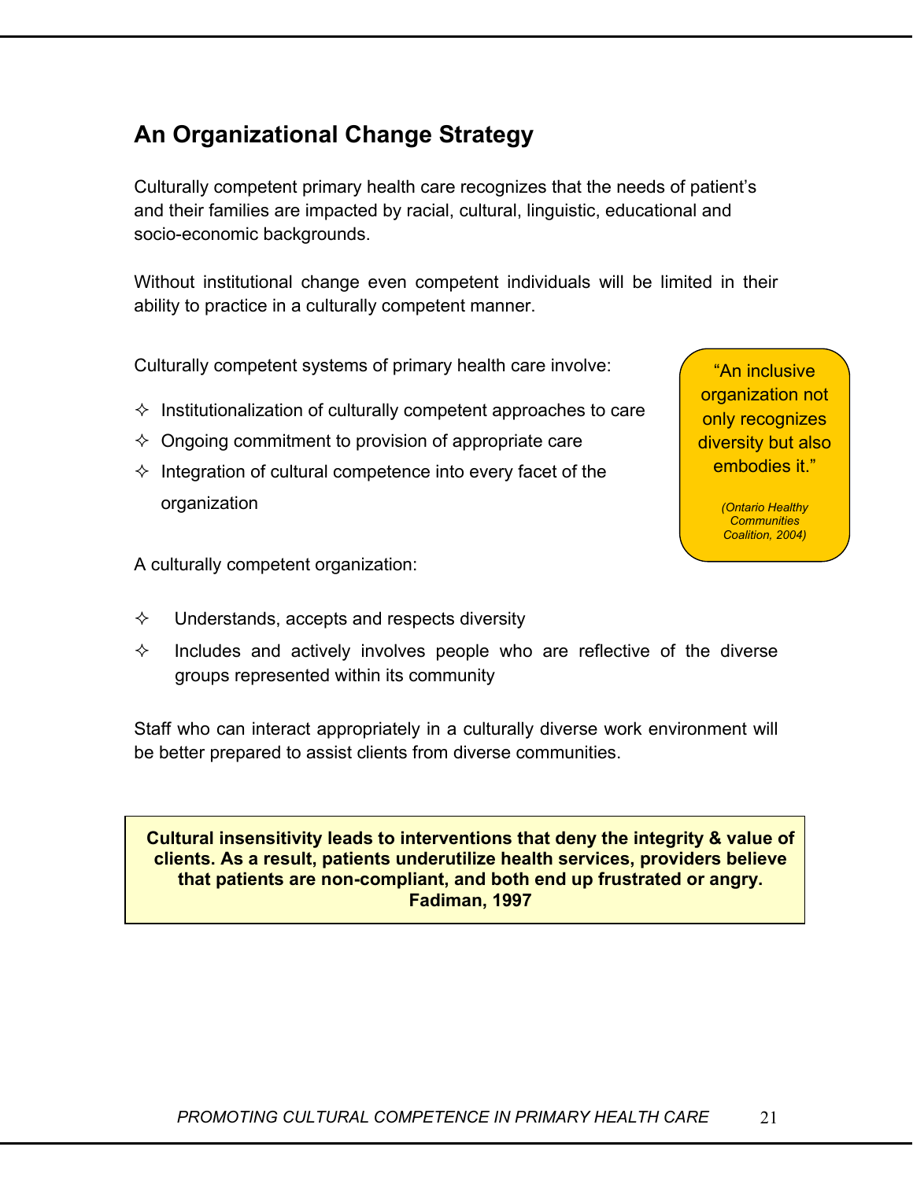## An Organizational Change Strategy

Culturally competent primary health care recognizes that the needs of patient's and their families are impacted by racial, cultural, linguistic, educational and socio-economic backgrounds.

Without institutional change even competent individuals will be limited in their ability to practice in a culturally competent manner.

Culturally competent systems of primary health care involve:

- Institutionalization of culturally competent approaches to care
- Ongoing commitment to provision of appropriate care
- Integration of cultural competence into every facet of the organization

> "An inclusive organization not only recognizes diversity but also embodies it."
>
> *(Ontario Healthy Communities Coalition, 2004)*

A culturally competent organization:

- Understands, accepts and respects diversity
- Includes and actively involves people who are reflective of the diverse groups represented within its community

Staff who can interact appropriately in a culturally diverse work environment will be better prepared to assist clients from diverse communities.

> **Cultural insensitivity leads to interventions that deny the integrity & value of clients. As a result, patients underutilize health services, providers believe that patients are non-compliant, and both end up frustrated or angry. Fadiman, 1997**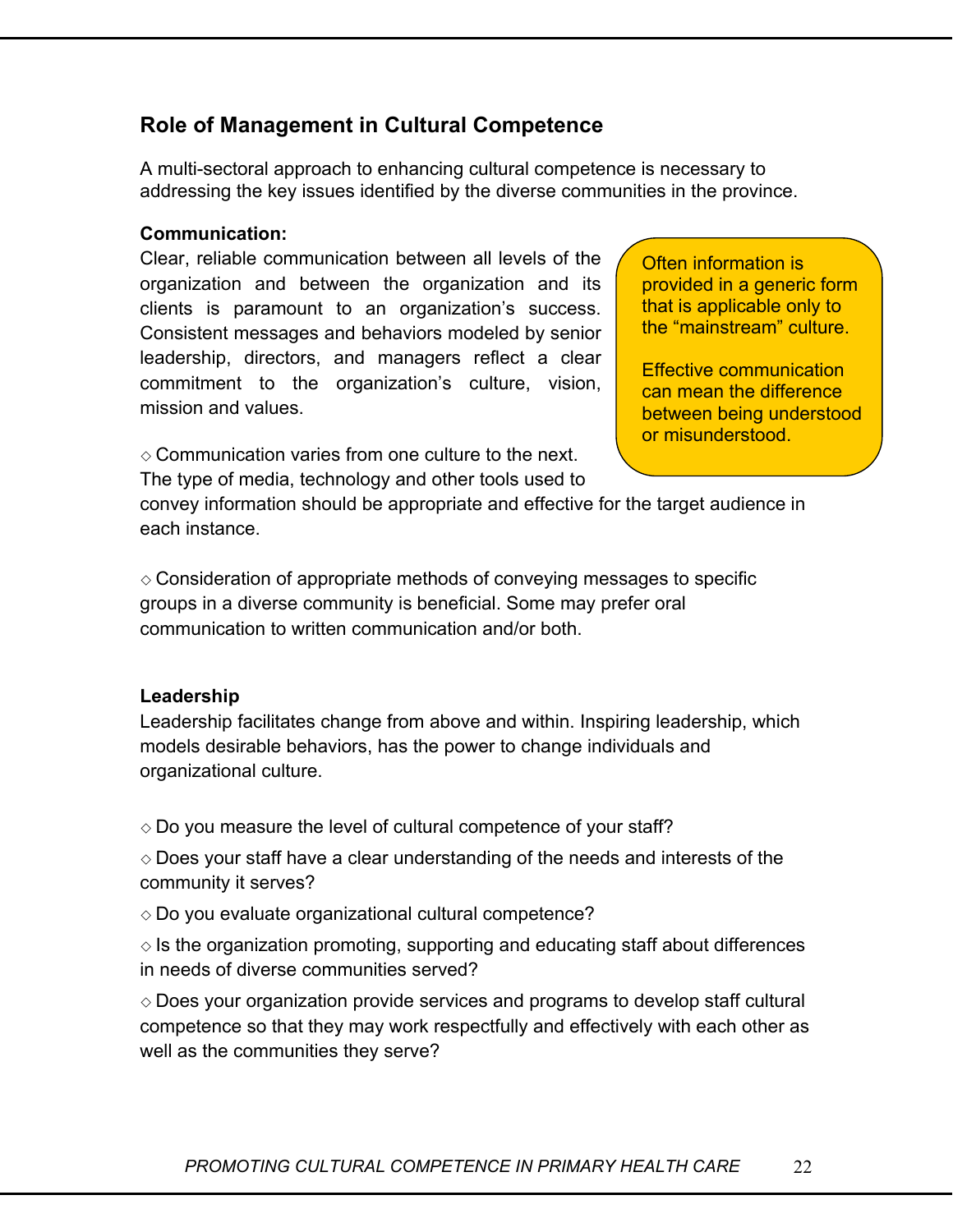## Role of Management in Cultural Competence

A multi-sectoral approach to enhancing cultural competence is necessary to addressing the key issues identified by the diverse communities in the province.

**Communication:**

Clear, reliable communication between all levels of the organization and between the organization and its clients is paramount to an organization's success. Consistent messages and behaviors modeled by senior leadership, directors, and managers reflect a clear commitment to the organization's culture, vision, mission and values.

> Often information is provided in a generic form that is applicable only to the "mainstream" culture.
>
> Effective communication can mean the difference between being understood or misunderstood.

◇ Communication varies from one culture to the next. The type of media, technology and other tools used to convey information should be appropriate and effective for the target audience in each instance.

◇ Consideration of appropriate methods of conveying messages to specific groups in a diverse community is beneficial. Some may prefer oral communication to written communication and/or both.

**Leadership**

Leadership facilitates change from above and within. Inspiring leadership, which models desirable behaviors, has the power to change individuals and organizational culture.

◇ Do you measure the level of cultural competence of your staff?

◇ Does your staff have a clear understanding of the needs and interests of the community it serves?

◇ Do you evaluate organizational cultural competence?

◇ Is the organization promoting, supporting and educating staff about differences in needs of diverse communities served?

◇ Does your organization provide services and programs to develop staff cultural competence so that they may work respectfully and effectively with each other as well as the communities they serve?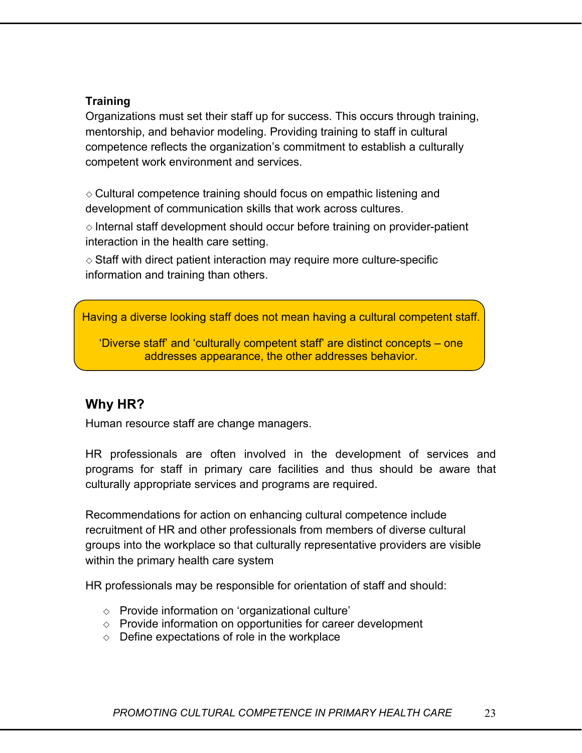**Training**

Organizations must set their staff up for success. This occurs through training, mentorship, and behavior modeling. Providing training to staff in cultural competence reflects the organization's commitment to establish a culturally competent work environment and services.

◇ Cultural competence training should focus on empathic listening and development of communication skills that work across cultures.

◇ Internal staff development should occur before training on provider-patient interaction in the health care setting.

◇ Staff with direct patient interaction may require more culture-specific information and training than others.

> Having a diverse looking staff does not mean having a cultural competent staff.
>
> 'Diverse staff' and 'culturally competent staff' are distinct concepts – one addresses appearance, the other addresses behavior.

## Why HR?

Human resource staff are change managers.

HR professionals are often involved in the development of services and programs for staff in primary care facilities and thus should be aware that culturally appropriate services and programs are required.

Recommendations for action on enhancing cultural competence include recruitment of HR and other professionals from members of diverse cultural groups into the workplace so that culturally representative providers are visible within the primary health care system

HR professionals may be responsible for orientation of staff and should:

- ◇ Provide information on 'organizational culture'
- ◇ Provide information on opportunities for career development
- ◇ Define expectations of role in the workplace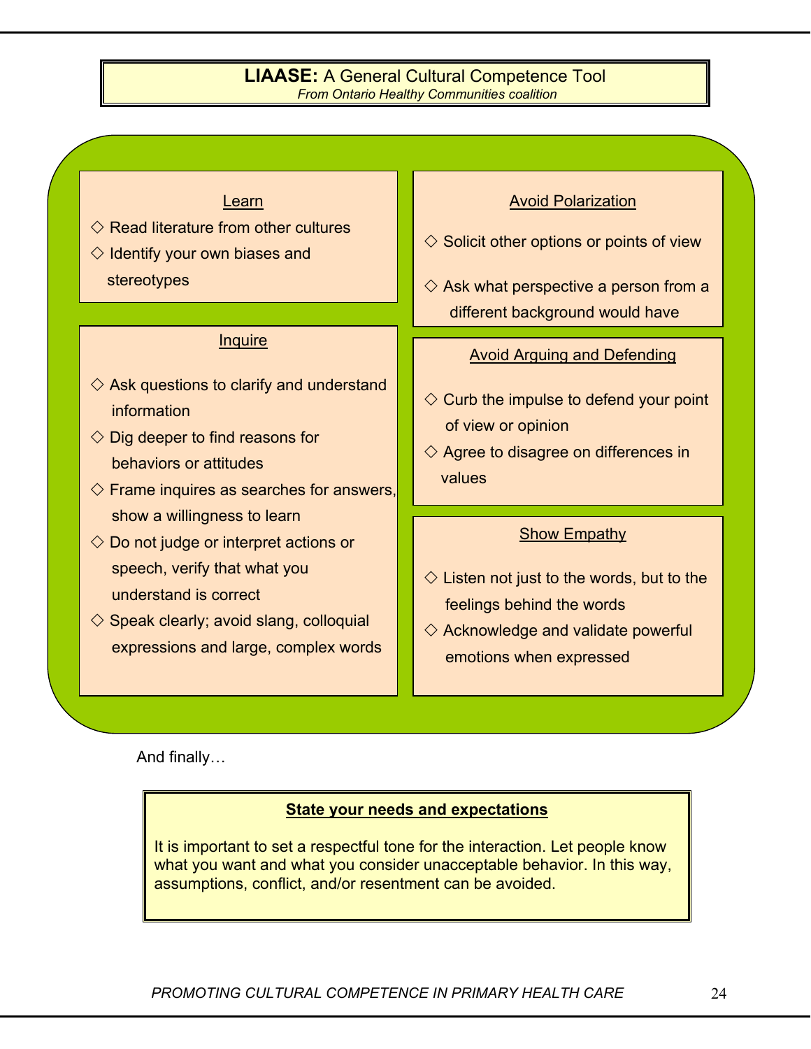## **LIAASE:** A General Cultural Competence Tool

*From Ontario Healthy Communities coalition*

### Learn

- ◇ Read literature from other cultures
- ◇ Identify your own biases and stereotypes

### Inquire

- ◇ Ask questions to clarify and understand information
- ◇ Dig deeper to find reasons for behaviors or attitudes
- ◇ Frame inquires as searches for answers, show a willingness to learn
- ◇ Do not judge or interpret actions or speech, verify that what you understand is correct
- ◇ Speak clearly; avoid slang, colloquial expressions and large, complex words

### Avoid Polarization

- ◇ Solicit other options or points of view
- ◇ Ask what perspective a person from a different background would have

### Avoid Arguing and Defending

- ◇ Curb the impulse to defend your point of view or opinion
- ◇ Agree to disagree on differences in values

### Show Empathy

- ◇ Listen not just to the words, but to the feelings behind the words
- ◇ Acknowledge and validate powerful emotions when expressed

And finally…

### State your needs and expectations

It is important to set a respectful tone for the interaction. Let people know what you want and what you consider unacceptable behavior. In this way, assumptions, conflict, and/or resentment can be avoided.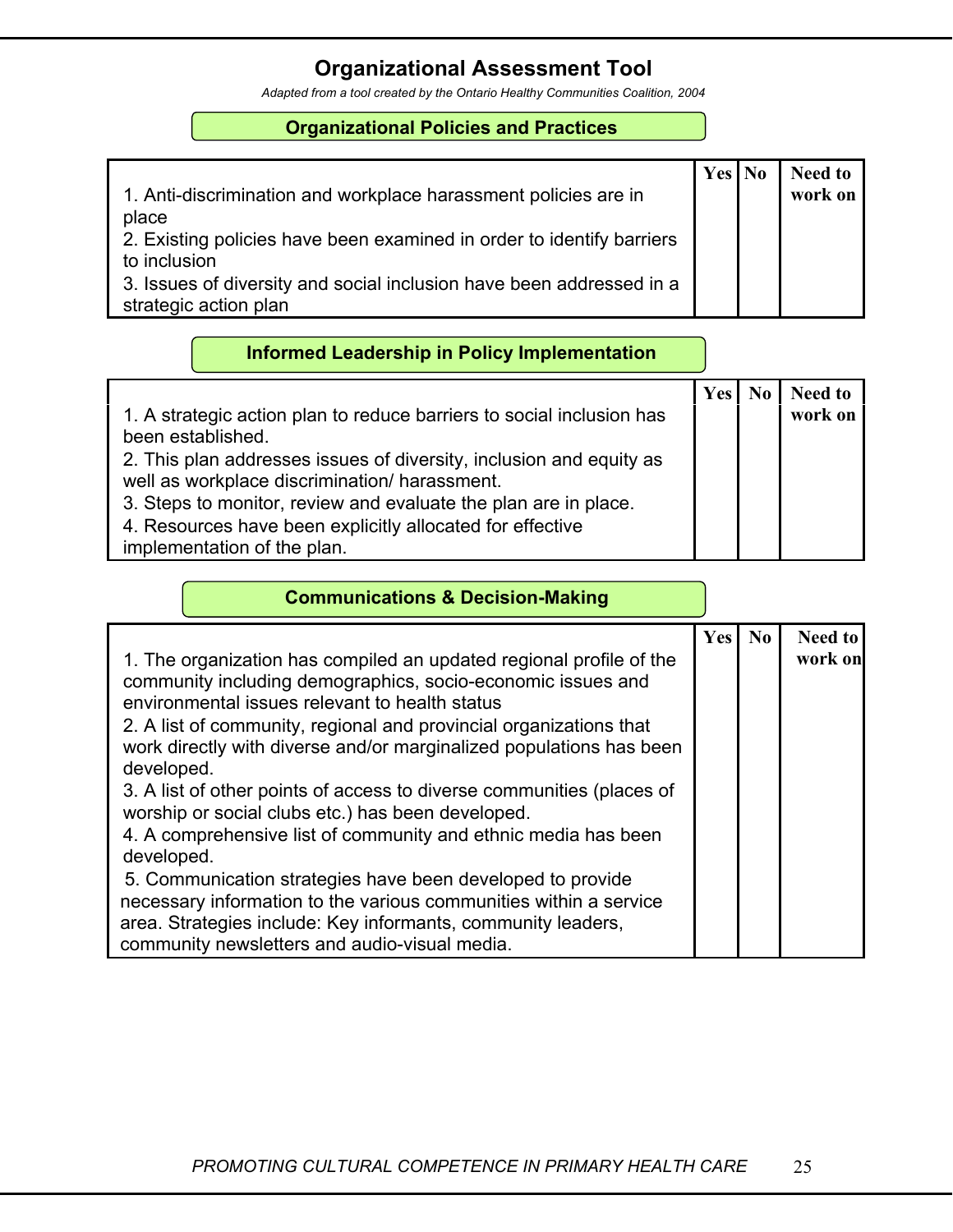# Organizational Assessment Tool

*Adapted from a tool created by the Ontario Healthy Communities Coalition, 2004*

## Organizational Policies and Practices

| | Yes | No | Need to work on |
|---|---|---|---|
| 1. Anti-discrimination and workplace harassment policies are in place<br>2. Existing policies have been examined in order to identify barriers to inclusion<br>3. Issues of diversity and social inclusion have been addressed in a strategic action plan | | | |

## Informed Leadership in Policy Implementation

| | Yes | No | Need to work on |
|---|---|---|---|
| 1. A strategic action plan to reduce barriers to social inclusion has been established.<br>2. This plan addresses issues of diversity, inclusion and equity as well as workplace discrimination/ harassment.<br>3. Steps to monitor, review and evaluate the plan are in place.<br>4. Resources have been explicitly allocated for effective implementation of the plan. | | | |

## Communications & Decision-Making

| | Yes | No | Need to work on |
|---|---|---|---|
| 1. The organization has compiled an updated regional profile of the community including demographics, socio-economic issues and environmental issues relevant to health status<br>2. A list of community, regional and provincial organizations that work directly with diverse and/or marginalized populations has been developed.<br>3. A list of other points of access to diverse communities (places of worship or social clubs etc.) has been developed.<br>4. A comprehensive list of community and ethnic media has been developed.<br>5. Communication strategies have been developed to provide necessary information to the various communities within a service area. Strategies include: Key informants, community leaders, community newsletters and audio-visual media. | | | |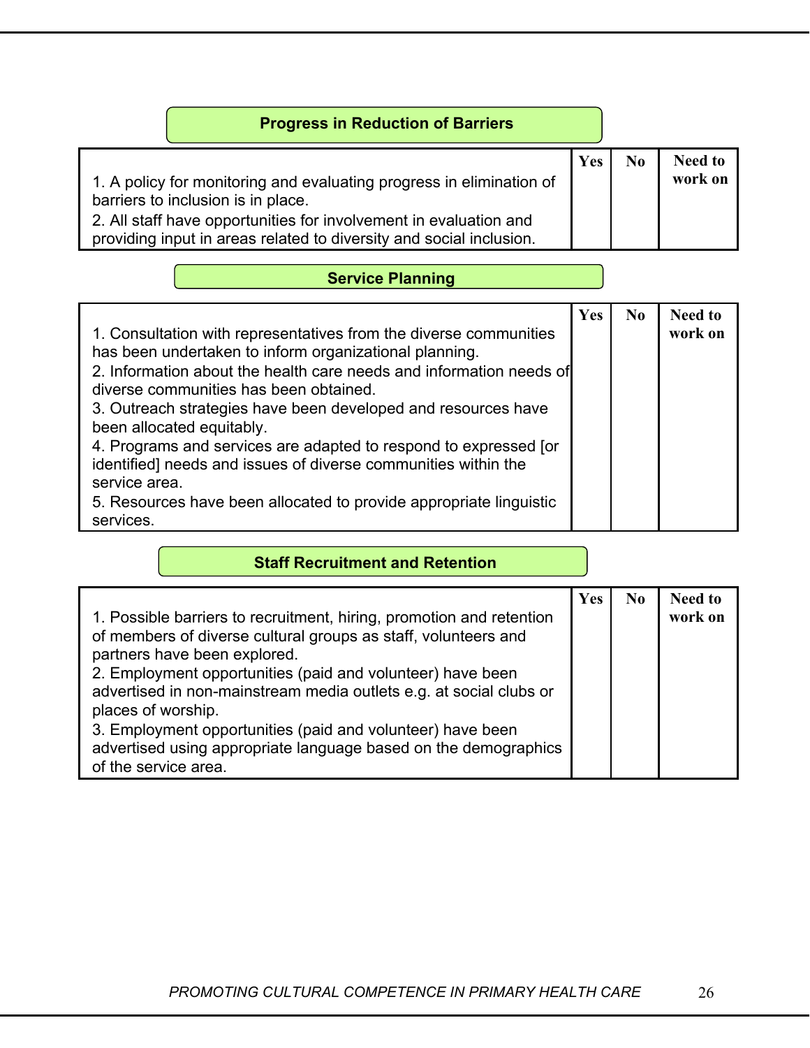## Progress in Reduction of Barriers

| | Yes | No | Need to work on |
|---|---|---|---|
| 1. A policy for monitoring and evaluating progress in elimination of barriers to inclusion is in place.<br>2. All staff have opportunities for involvement in evaluation and providing input in areas related to diversity and social inclusion. | | | |

## Service Planning

| | Yes | No | Need to work on |
|---|---|---|---|
| 1. Consultation with representatives from the diverse communities has been undertaken to inform organizational planning.<br>2. Information about the health care needs and information needs of diverse communities has been obtained.<br>3. Outreach strategies have been developed and resources have been allocated equitably.<br>4. Programs and services are adapted to respond to expressed [or identified] needs and issues of diverse communities within the service area.<br>5. Resources have been allocated to provide appropriate linguistic services. | | | |

## Staff Recruitment and Retention

| | Yes | No | Need to work on |
|---|---|---|---|
| 1. Possible barriers to recruitment, hiring, promotion and retention of members of diverse cultural groups as staff, volunteers and partners have been explored.<br>2. Employment opportunities (paid and volunteer) have been advertised in non-mainstream media outlets e.g. at social clubs or places of worship.<br>3. Employment opportunities (paid and volunteer) have been advertised using appropriate language based on the demographics of the service area. | | | |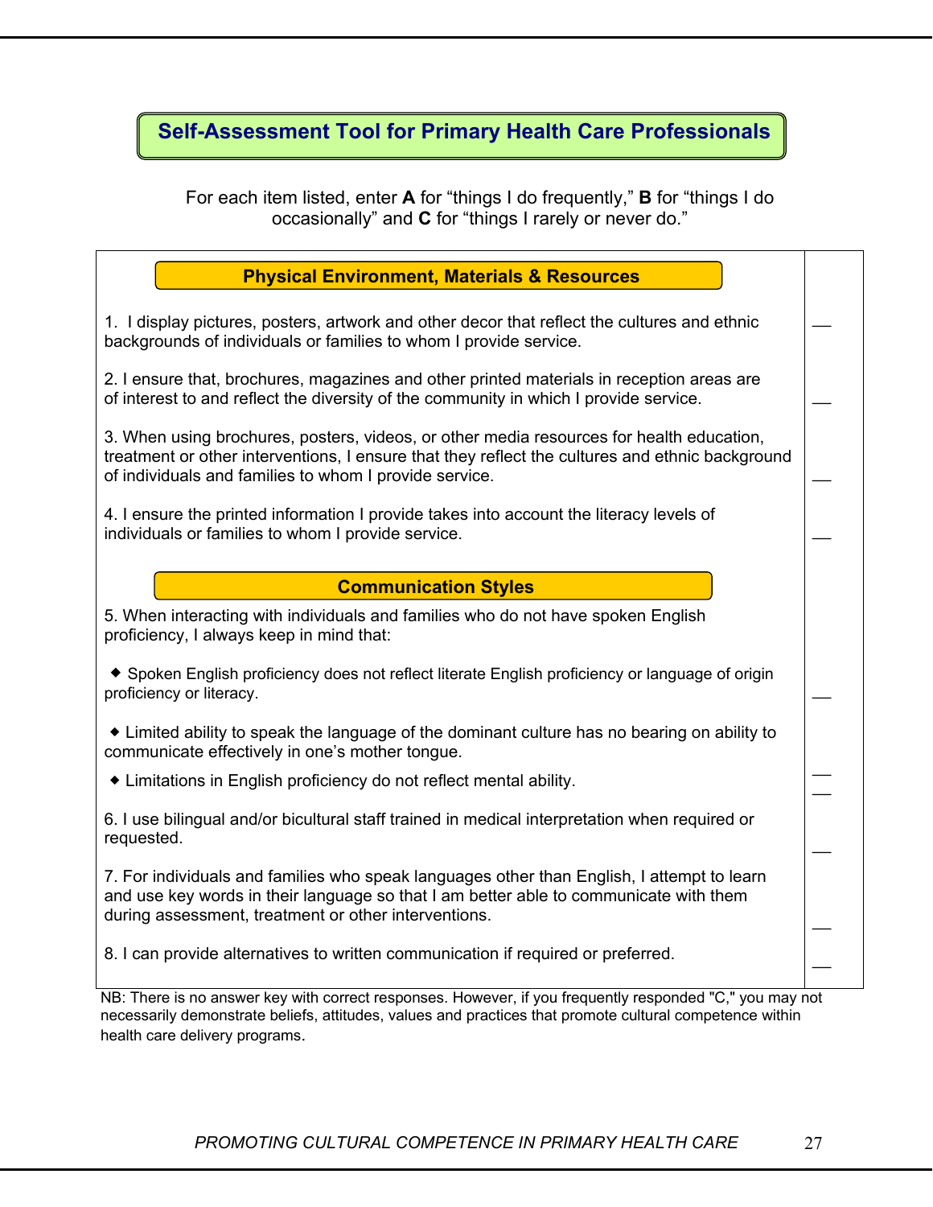## Self-Assessment Tool for Primary Health Care Professionals

For each item listed, enter **A** for "things I do frequently," **B** for "things I do occasionally" and **C** for "things I rarely or never do."

### Physical Environment, Materials & Resources

1. I display pictures, posters, artwork and other decor that reflect the cultures and ethnic backgrounds of individuals or families to whom I provide service. ___

2. I ensure that, brochures, magazines and other printed materials in reception areas are of interest to and reflect the diversity of the community in which I provide service. ___

3. When using brochures, posters, videos, or other media resources for health education, treatment or other interventions, I ensure that they reflect the cultures and ethnic background of individuals and families to whom I provide service. ___

4. I ensure the printed information I provide takes into account the literacy levels of individuals or families to whom I provide service. ___

### Communication Styles

5. When interacting with individuals and families who do not have spoken English proficiency, I always keep in mind that:

- Spoken English proficiency does not reflect literate English proficiency or language of origin proficiency or literacy. ___
- Limited ability to speak the language of the dominant culture has no bearing on ability to communicate effectively in one's mother tongue. ___
- Limitations in English proficiency do not reflect mental ability. ___

6. I use bilingual and/or bicultural staff trained in medical interpretation when required or requested. ___

7. For individuals and families who speak languages other than English, I attempt to learn and use key words in their language so that I am better able to communicate with them during assessment, treatment or other interventions. ___

8. I can provide alternatives to written communication if required or preferred. ___

NB: There is no answer key with correct responses. However, if you frequently responded "C," you may not necessarily demonstrate beliefs, attitudes, values and practices that promote cultural competence within health care delivery programs.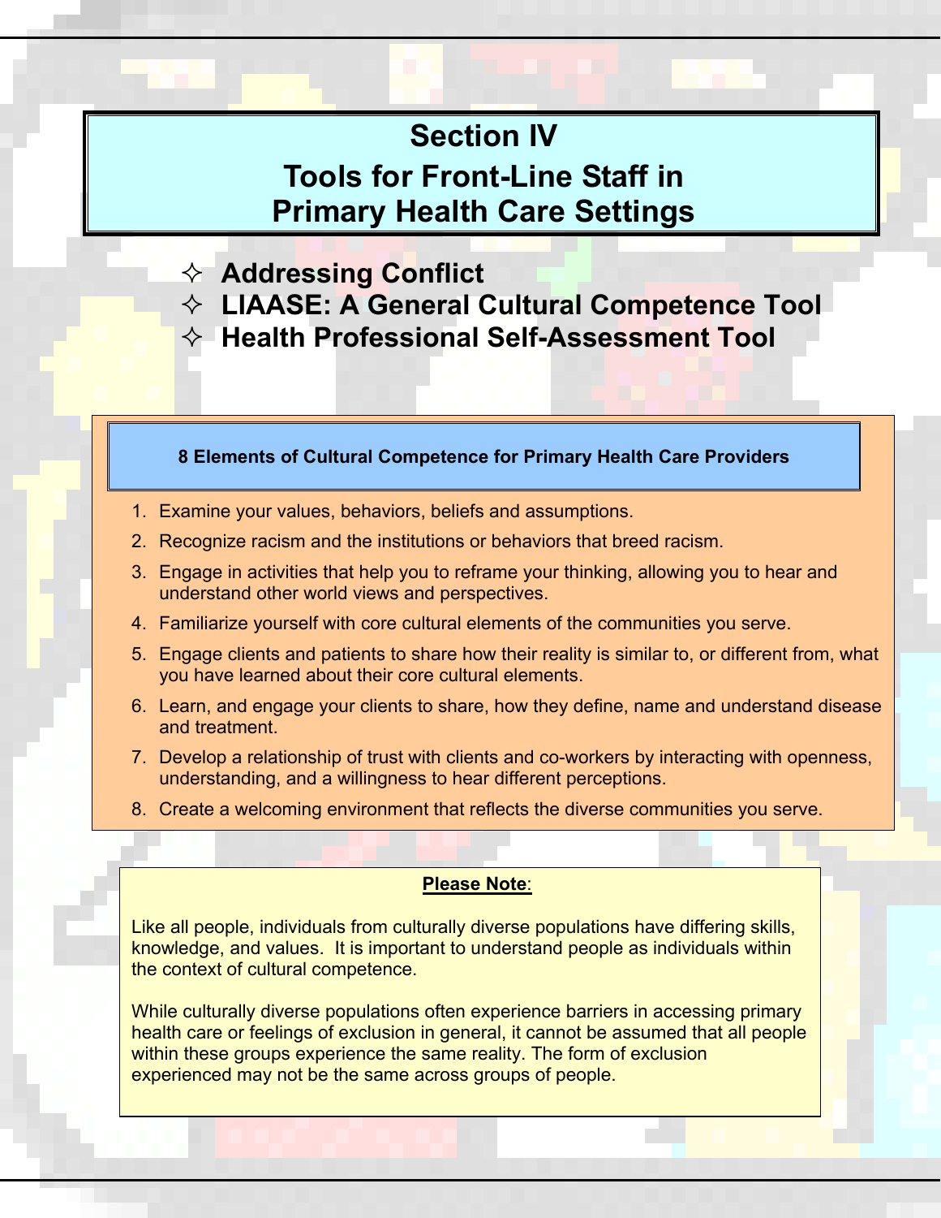# Section IV
# Tools for Front-Line Staff in Primary Health Care Settings

- Addressing Conflict
- LIAASE: A General Cultural Competence Tool
- Health Professional Self-Assessment Tool

**8 Elements of Cultural Competence for Primary Health Care Providers**

1. Examine your values, behaviors, beliefs and assumptions.
2. Recognize racism and the institutions or behaviors that breed racism.
3. Engage in activities that help you to reframe your thinking, allowing you to hear and understand other world views and perspectives.
4. Familiarize yourself with core cultural elements of the communities you serve.
5. Engage clients and patients to share how their reality is similar to, or different from, what you have learned about their core cultural elements.
6. Learn, and engage your clients to share, how they define, name and understand disease and treatment.
7. Develop a relationship of trust with clients and co-workers by interacting with openness, understanding, and a willingness to hear different perceptions.
8. Create a welcoming environment that reflects the diverse communities you serve.

**Please Note**:

Like all people, individuals from culturally diverse populations have differing skills, knowledge, and values. It is important to understand people as individuals within the context of cultural competence.

While culturally diverse populations often experience barriers in accessing primary health care or feelings of exclusion in general, it cannot be assumed that all people within these groups experience the same reality. The form of exclusion experienced may not be the same across groups of people.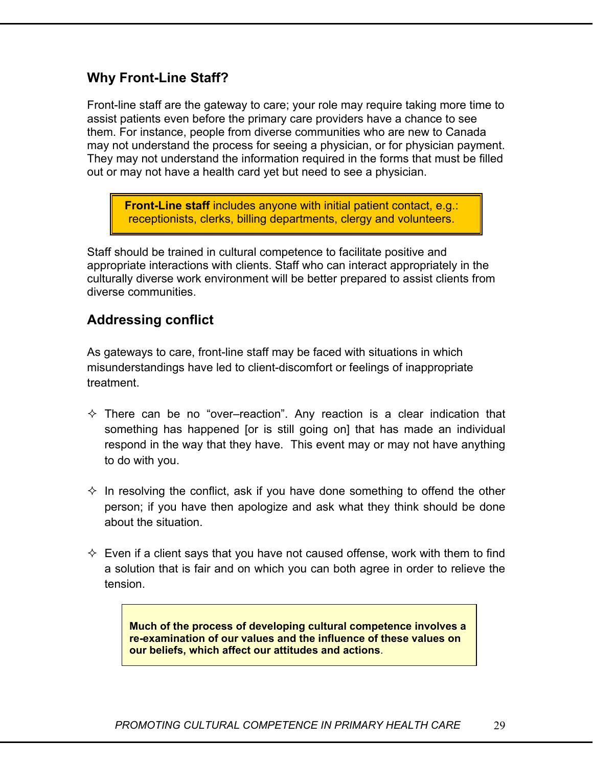## Why Front-Line Staff?

Front-line staff are the gateway to care; your role may require taking more time to assist patients even before the primary care providers have a chance to see them. For instance, people from diverse communities who are new to Canada may not understand the process for seeing a physician, or for physician payment. They may not understand the information required in the forms that must be filled out or may not have a health card yet but need to see a physician.

> **Front-Line staff** includes anyone with initial patient contact, e.g.: receptionists, clerks, billing departments, clergy and volunteers.

Staff should be trained in cultural competence to facilitate positive and appropriate interactions with clients. Staff who can interact appropriately in the culturally diverse work environment will be better prepared to assist clients from diverse communities.

## Addressing conflict

As gateways to care, front-line staff may be faced with situations in which misunderstandings have led to client-discomfort or feelings of inappropriate treatment.

- There can be no "over–reaction". Any reaction is a clear indication that something has happened [or is still going on] that has made an individual respond in the way that they have. This event may or may not have anything to do with you.
- In resolving the conflict, ask if you have done something to offend the other person; if you have then apologize and ask what they think should be done about the situation.
- Even if a client says that you have not caused offense, work with them to find a solution that is fair and on which you can both agree in order to relieve the tension.

> **Much of the process of developing cultural competence involves a re-examination of our values and the influence of these values on our beliefs, which affect our attitudes and actions**.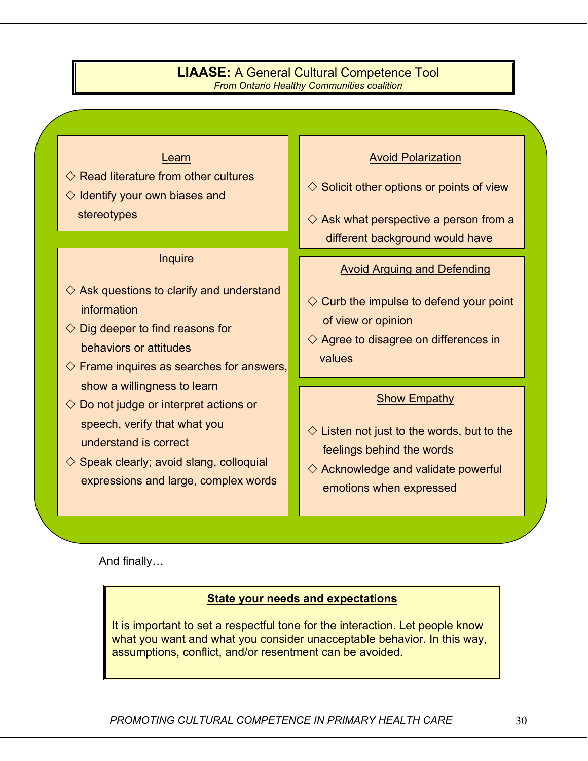## **LIAASE:** A General Cultural Competence Tool

*From Ontario Healthy Communities coalition*

### Learn

- ◇ Read literature from other cultures
- ◇ Identify your own biases and stereotypes

### Inquire

- ◇ Ask questions to clarify and understand information
- ◇ Dig deeper to find reasons for behaviors or attitudes
- ◇ Frame inquires as searches for answers, show a willingness to learn
- ◇ Do not judge or interpret actions or speech, verify that what you understand is correct
- ◇ Speak clearly; avoid slang, colloquial expressions and large, complex words

### Avoid Polarization

- ◇ Solicit other options or points of view
- ◇ Ask what perspective a person from a different background would have

### Avoid Arguing and Defending

- ◇ Curb the impulse to defend your point of view or opinion
- ◇ Agree to disagree on differences in values

### Show Empathy

- ◇ Listen not just to the words, but to the feelings behind the words
- ◇ Acknowledge and validate powerful emotions when expressed

And finally…

### **State your needs and expectations**

It is important to set a respectful tone for the interaction. Let people know what you want and what you consider unacceptable behavior. In this way, assumptions, conflict, and/or resentment can be avoided.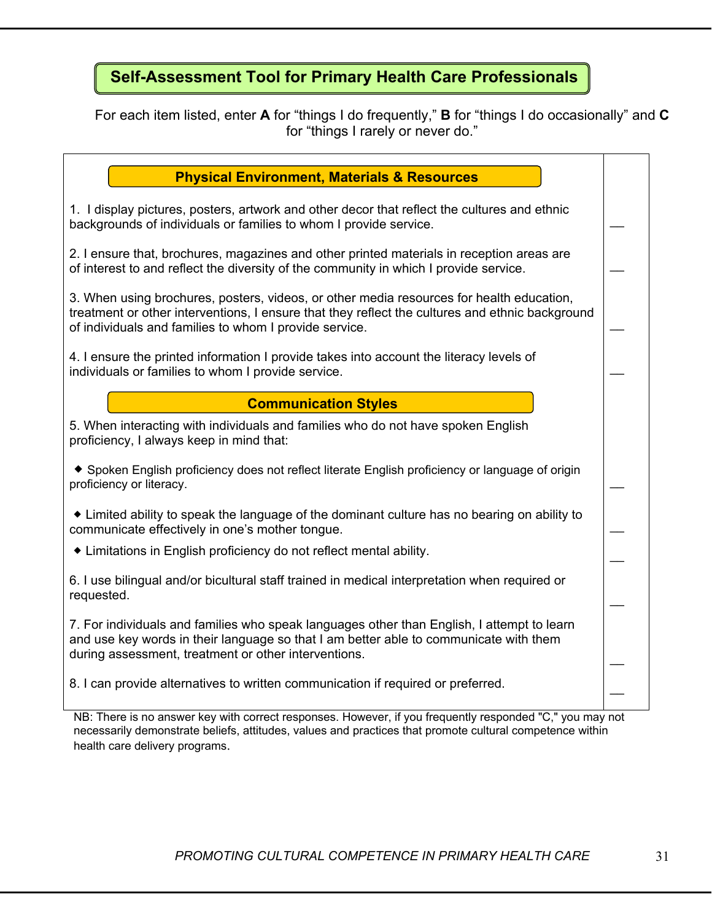## Self-Assessment Tool for Primary Health Care Professionals

For each item listed, enter **A** for "things I do frequently," **B** for "things I do occasionally" and **C** for "things I rarely or never do."

### Physical Environment, Materials & Resources

1. I display pictures, posters, artwork and other decor that reflect the cultures and ethnic backgrounds of individuals or families to whom I provide service. ___

2. I ensure that, brochures, magazines and other printed materials in reception areas are of interest to and reflect the diversity of the community in which I provide service. ___

3. When using brochures, posters, videos, or other media resources for health education, treatment or other interventions, I ensure that they reflect the cultures and ethnic background of individuals and families to whom I provide service. ___

4. I ensure the printed information I provide takes into account the literacy levels of individuals or families to whom I provide service. ___

### Communication Styles

5. When interacting with individuals and families who do not have spoken English proficiency, I always keep in mind that:

- Spoken English proficiency does not reflect literate English proficiency or language of origin proficiency or literacy. ___
- Limited ability to speak the language of the dominant culture has no bearing on ability to communicate effectively in one's mother tongue. ___
- Limitations in English proficiency do not reflect mental ability. ___

6. I use bilingual and/or bicultural staff trained in medical interpretation when required or requested. ___

7. For individuals and families who speak languages other than English, I attempt to learn and use key words in their language so that I am better able to communicate with them during assessment, treatment or other interventions. ___

8. I can provide alternatives to written communication if required or preferred. ___

NB: There is no answer key with correct responses. However, if you frequently responded "C," you may not necessarily demonstrate beliefs, attitudes, values and practices that promote cultural competence within health care delivery programs.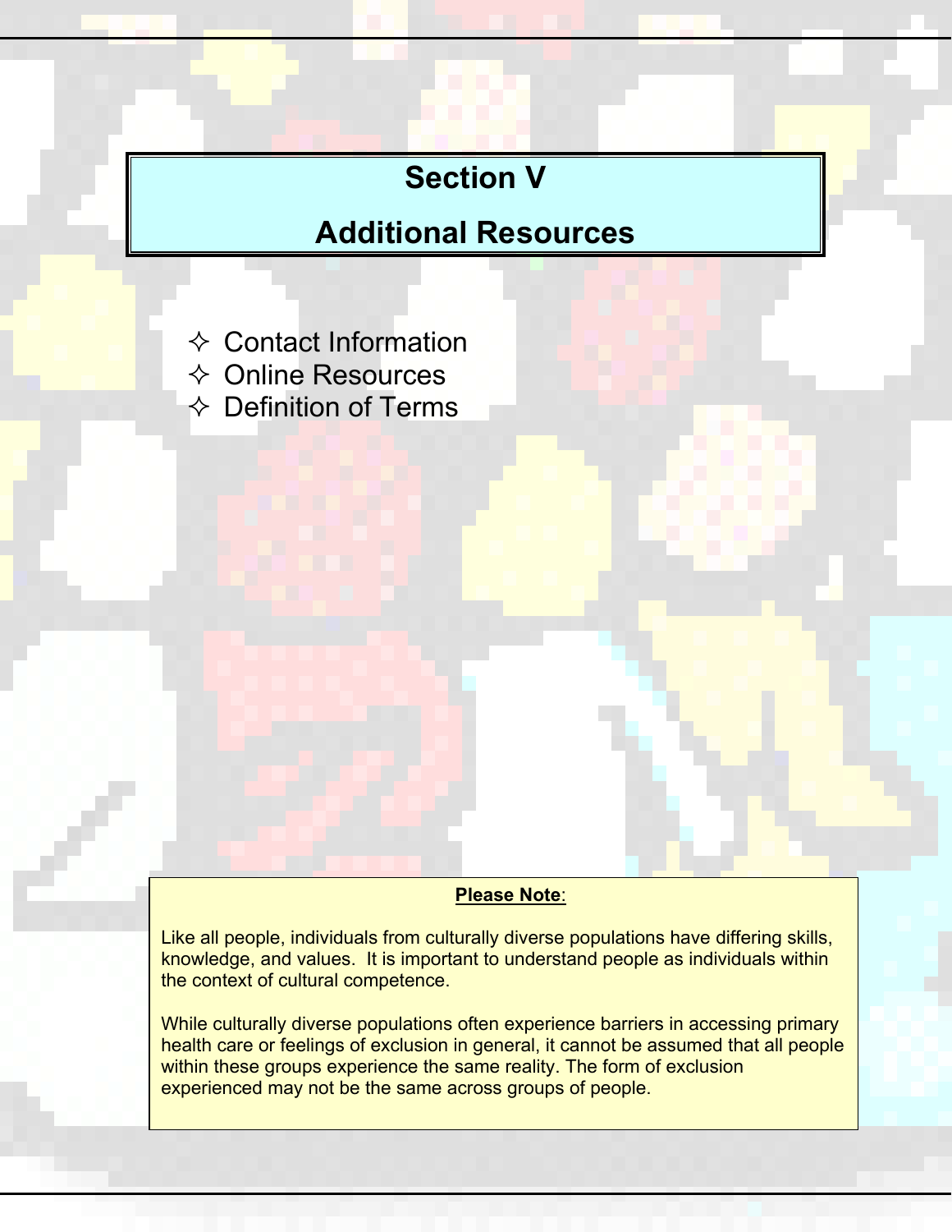# Section V

# Additional Resources

- ✧ Contact Information
- ✧ Online Resources
- ✧ Definition of Terms

**Please Note:**

Like all people, individuals from culturally diverse populations have differing skills, knowledge, and values. It is important to understand people as individuals within the context of cultural competence.

While culturally diverse populations often experience barriers in accessing primary health care or feelings of exclusion in general, it cannot be assumed that all people within these groups experience the same reality. The form of exclusion experienced may not be the same across groups of people.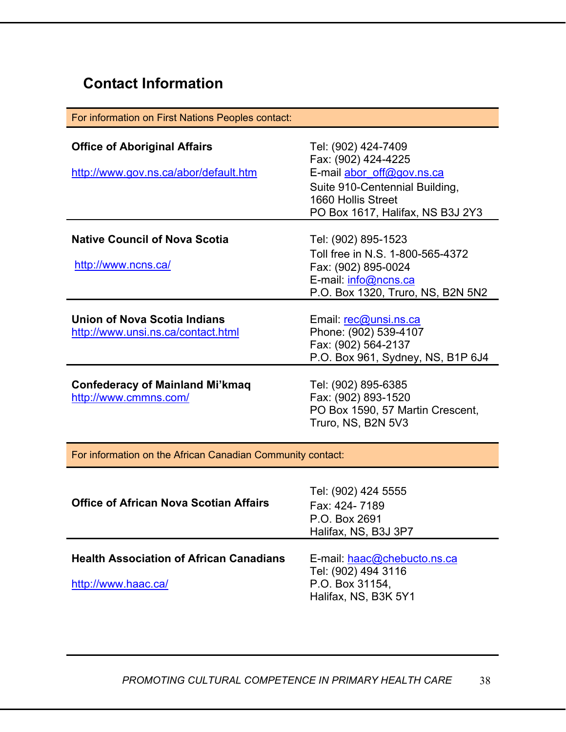## Contact Information

| For information on First Nations Peoples contact: | |
|---|---|
| **Office of Aboriginal Affairs**<br><br>http://www.gov.ns.ca/abor/default.htm | Tel: (902) 424-7409<br>Fax: (902) 424-4225<br>E-mail abor_off@gov.ns.ca<br>Suite 910-Centennial Building,<br>1660 Hollis Street<br>PO Box 1617, Halifax, NS B3J 2Y3 |
| **Native Council of Nova Scotia**<br><br>http://www.ncns.ca/ | Tel: (902) 895-1523<br>Toll free in N.S. 1-800-565-4372<br>Fax: (902) 895-0024<br>E-mail: info@ncns.ca<br>P.O. Box 1320, Truro, NS, B2N 5N2 |
| **Union of Nova Scotia Indians**<br>http://www.unsi.ns.ca/contact.html | Email: rec@unsi.ns.ca<br>Phone: (902) 539-4107<br>Fax: (902) 564-2137<br>P.O. Box 961, Sydney, NS, B1P 6J4 |
| **Confederacy of Mainland Mi'kmaq**<br>http://www.cmmns.com/ | Tel: (902) 895-6385<br>Fax: (902) 893-1520<br>PO Box 1590, 57 Martin Crescent,<br>Truro, NS, B2N 5V3 |

| For information on the African Canadian Community contact: | |
|---|---|
| **Office of African Nova Scotian Affairs** | Tel: (902) 424 5555<br>Fax: 424- 7189<br>P.O. Box 2691<br>Halifax, NS, B3J 3P7 |
| **Health Association of African Canadians**<br><br>http://www.haac.ca/ | E-mail: haac@chebucto.ns.ca<br>Tel: (902) 494 3116<br>P.O. Box 31154,<br>Halifax, NS, B3K 5Y1 |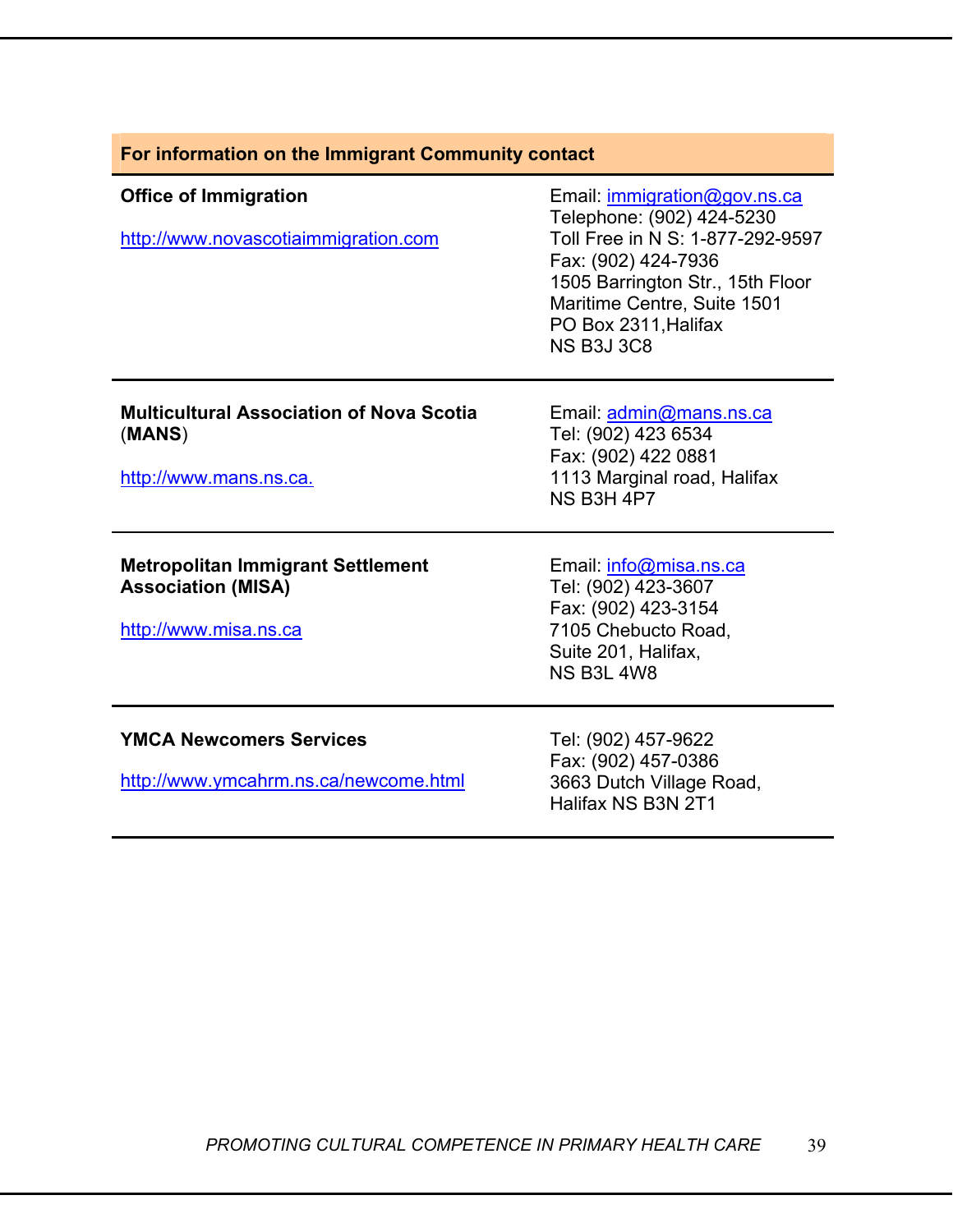| For information on the Immigrant Community contact | |
|---|---|
| **Office of Immigration**<br><br>http://www.novascotiaimmigration.com | Email: immigration@gov.ns.ca<br>Telephone: (902) 424-5230<br>Toll Free in N S: 1-877-292-9597<br>Fax: (902) 424-7936<br>1505 Barrington Str., 15th Floor<br>Maritime Centre, Suite 1501<br>PO Box 2311,Halifax<br>NS B3J 3C8 |
| **Multicultural Association of Nova Scotia** (**MANS**)<br><br>http://www.mans.ns.ca. | Email: admin@mans.ns.ca<br>Tel: (902) 423 6534<br>Fax: (902) 422 0881<br>1113 Marginal road, Halifax<br>NS B3H 4P7 |
| **Metropolitan Immigrant Settlement Association (MISA)**<br><br>http://www.misa.ns.ca | Email: info@misa.ns.ca<br>Tel: (902) 423-3607<br>Fax: (902) 423-3154<br>7105 Chebucto Road,<br>Suite 201, Halifax,<br>NS B3L 4W8 |
| **YMCA Newcomers Services**<br><br>http://www.ymcahrm.ns.ca/newcome.html | Tel: (902) 457-9622<br>Fax: (902) 457-0386<br>3663 Dutch Village Road,<br>Halifax NS B3N 2T1 |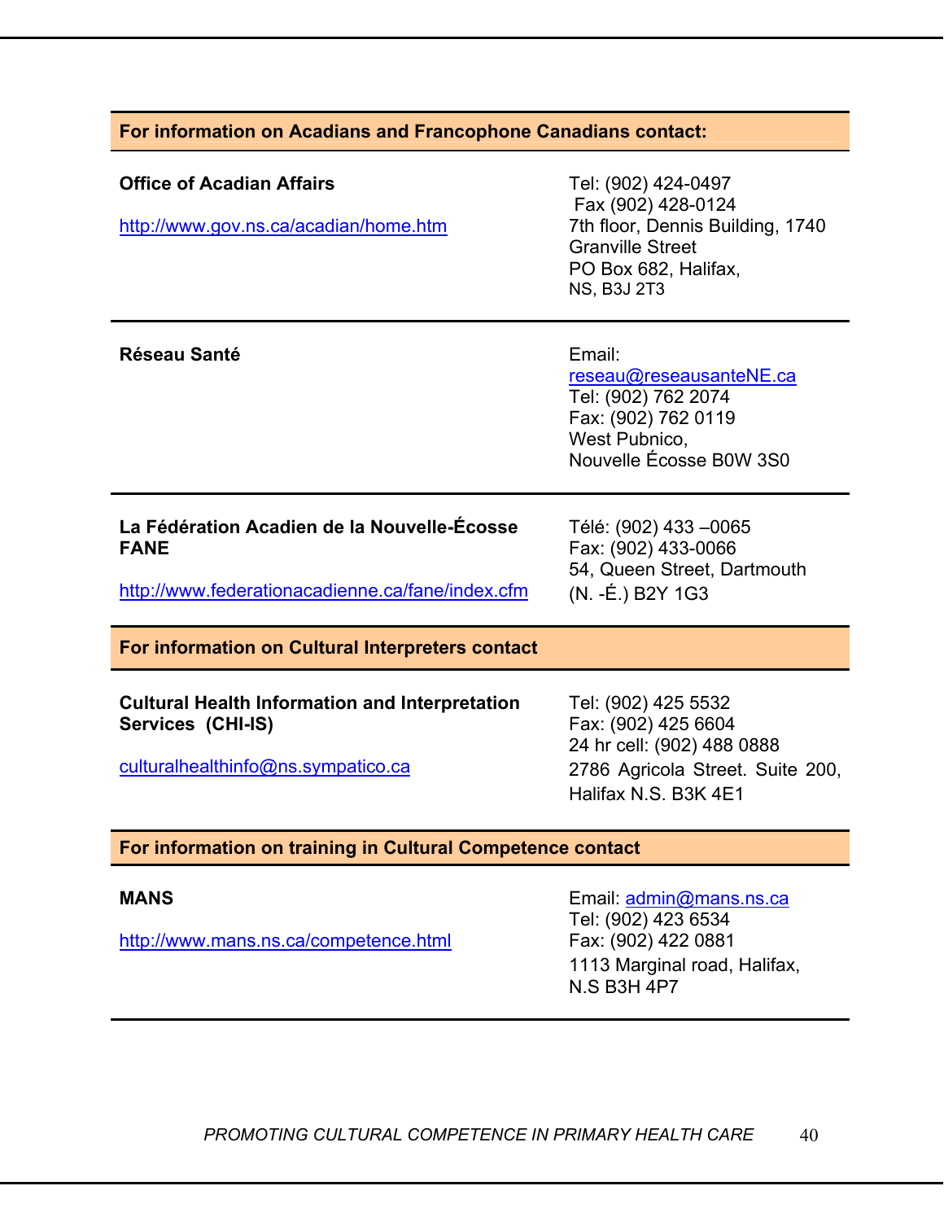| For information on Acadians and Francophone Canadians contact: | |
|---|---|
| **Office of Acadian Affairs**<br><br>http://www.gov.ns.ca/acadian/home.htm | Tel: (902) 424-0497<br>Fax (902) 428-0124<br>7th floor, Dennis Building, 1740 Granville Street<br>PO Box 682, Halifax, NS, B3J 2T3 |
| **Réseau Santé** | Email: reseau@reseausanteNE.ca<br>Tel: (902) 762 2074<br>Fax: (902) 762 0119<br>West Pubnico,<br>Nouvelle Écosse B0W 3S0 |
| **La Fédération Acadien de la Nouvelle-Écosse FANE**<br><br>http://www.federationacadienne.ca/fane/index.cfm | Télé: (902) 433 –0065<br>Fax: (902) 433-0066<br>54, Queen Street, Dartmouth<br>(N. -É.) B2Y 1G3 |
| **For information on Cultural Interpreters contact** | |
| **Cultural Health Information and Interpretation Services (CHI-IS)**<br><br>culturalhealthinfo@ns.sympatico.ca | Tel: (902) 425 5532<br>Fax: (902) 425 6604<br>24 hr cell: (902) 488 0888<br>2786 Agricola Street. Suite 200, Halifax N.S. B3K 4E1 |
| **For information on training in Cultural Competence contact** | |
| **MANS**<br><br>http://www.mans.ns.ca/competence.html | Email: admin@mans.ns.ca<br>Tel: (902) 423 6534<br>Fax: (902) 422 0881<br>1113 Marginal road, Halifax, N.S B3H 4P7 |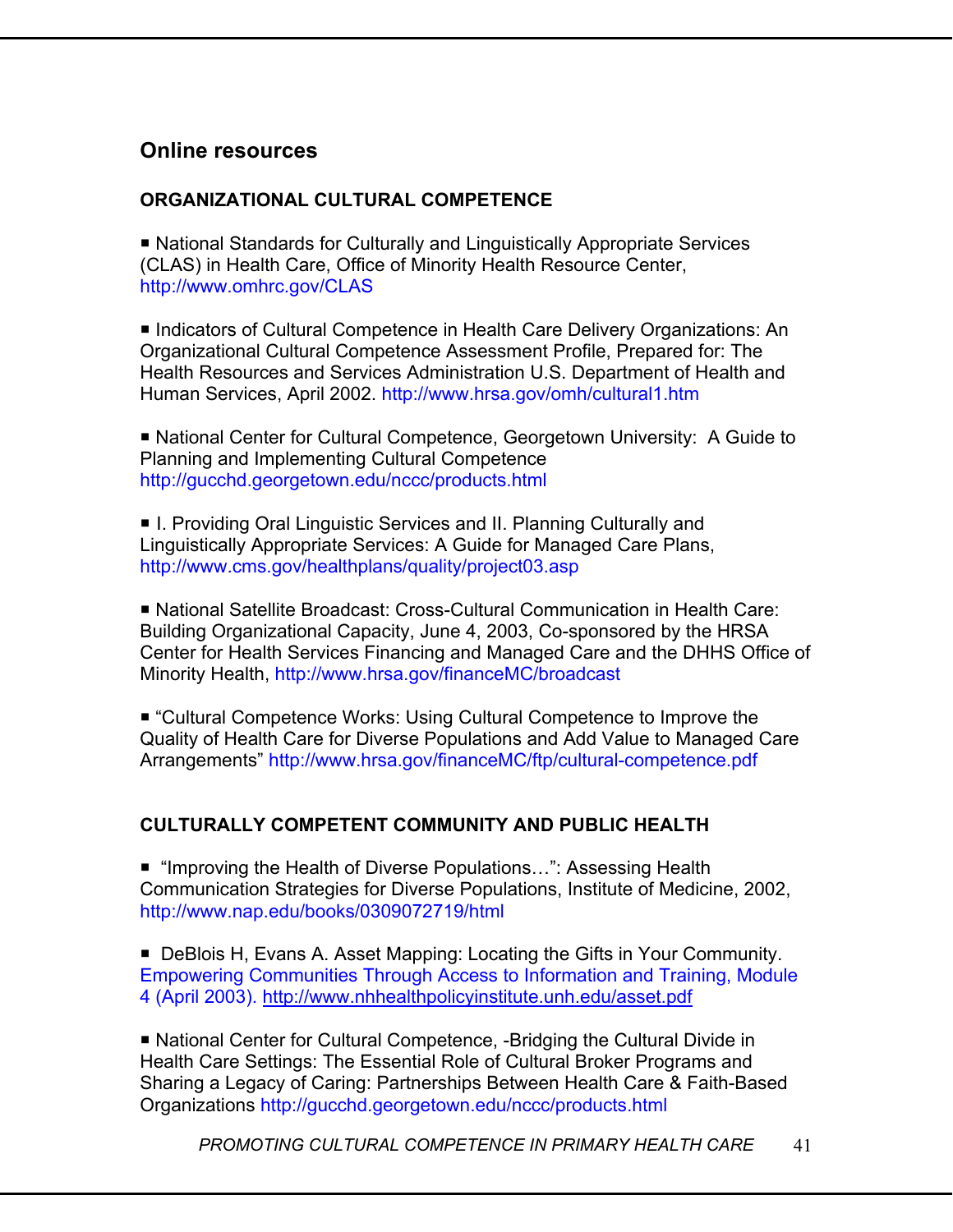## Online resources

### ORGANIZATIONAL CULTURAL COMPETENCE

- National Standards for Culturally and Linguistically Appropriate Services (CLAS) in Health Care, Office of Minority Health Resource Center, http://www.omhrc.gov/CLAS

- Indicators of Cultural Competence in Health Care Delivery Organizations: An Organizational Cultural Competence Assessment Profile, Prepared for: The Health Resources and Services Administration U.S. Department of Health and Human Services, April 2002. http://www.hrsa.gov/omh/cultural1.htm

- National Center for Cultural Competence, Georgetown University: A Guide to Planning and Implementing Cultural Competence http://gucchd.georgetown.edu/nccc/products.html

- I. Providing Oral Linguistic Services and II. Planning Culturally and Linguistically Appropriate Services: A Guide for Managed Care Plans, http://www.cms.gov/healthplans/quality/project03.asp

- National Satellite Broadcast: Cross-Cultural Communication in Health Care: Building Organizational Capacity, June 4, 2003, Co-sponsored by the HRSA Center for Health Services Financing and Managed Care and the DHHS Office of Minority Health, http://www.hrsa.gov/financeMC/broadcast

- "Cultural Competence Works: Using Cultural Competence to Improve the Quality of Health Care for Diverse Populations and Add Value to Managed Care Arrangements" http://www.hrsa.gov/financeMC/ftp/cultural-competence.pdf

### CULTURALLY COMPETENT COMMUNITY AND PUBLIC HEALTH

- "Improving the Health of Diverse Populations…": Assessing Health Communication Strategies for Diverse Populations, Institute of Medicine, 2002, http://www.nap.edu/books/0309072719/html

- DeBlois H, Evans A. Asset Mapping: Locating the Gifts in Your Community. Empowering Communities Through Access to Information and Training, Module 4 (April 2003). http://www.nhhealthpolicyinstitute.unh.edu/asset.pdf

- National Center for Cultural Competence, -Bridging the Cultural Divide in Health Care Settings: The Essential Role of Cultural Broker Programs and Sharing a Legacy of Caring: Partnerships Between Health Care & Faith-Based Organizations http://gucchd.georgetown.edu/nccc/products.html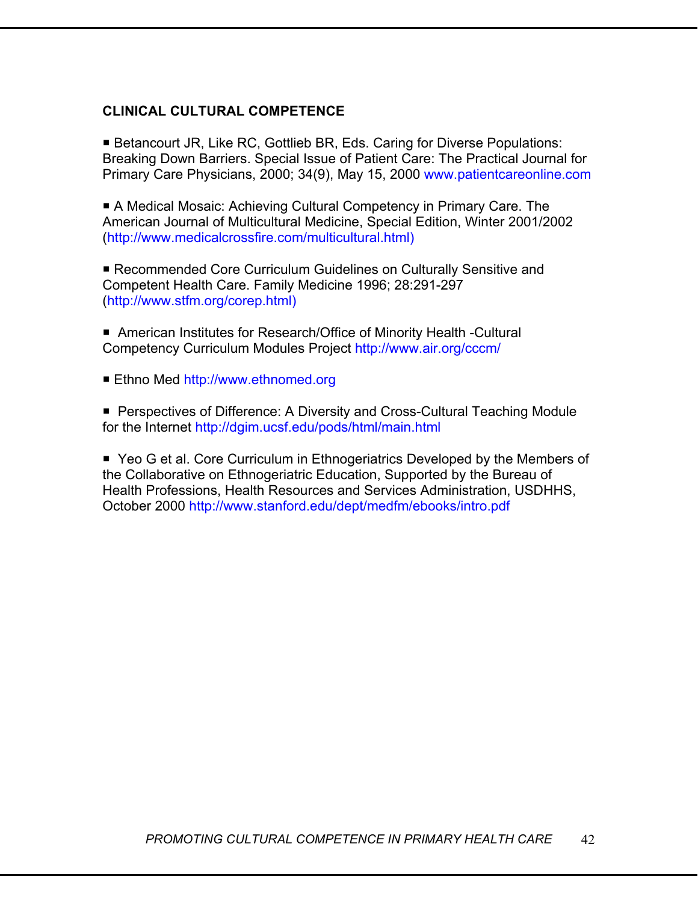**CLINICAL CULTURAL COMPETENCE**

- Betancourt JR, Like RC, Gottlieb BR, Eds. Caring for Diverse Populations: Breaking Down Barriers. Special Issue of Patient Care: The Practical Journal for Primary Care Physicians, 2000; 34(9), May 15, 2000 www.patientcareonline.com

- A Medical Mosaic: Achieving Cultural Competency in Primary Care. The American Journal of Multicultural Medicine, Special Edition, Winter 2001/2002 (http://www.medicalcrossfire.com/multicultural.html)

- Recommended Core Curriculum Guidelines on Culturally Sensitive and Competent Health Care. Family Medicine 1996; 28:291-297 (http://www.stfm.org/corep.html)

- American Institutes for Research/Office of Minority Health -Cultural Competency Curriculum Modules Project http://www.air.org/cccm/

- Ethno Med http://www.ethnomed.org

- Perspectives of Difference: A Diversity and Cross-Cultural Teaching Module for the Internet http://dgim.ucsf.edu/pods/html/main.html

- Yeo G et al. Core Curriculum in Ethnogeriatrics Developed by the Members of the Collaborative on Ethnogeriatric Education, Supported by the Bureau of Health Professions, Health Resources and Services Administration, USDHHS, October 2000 http://www.stanford.edu/dept/medfm/ebooks/intro.pdf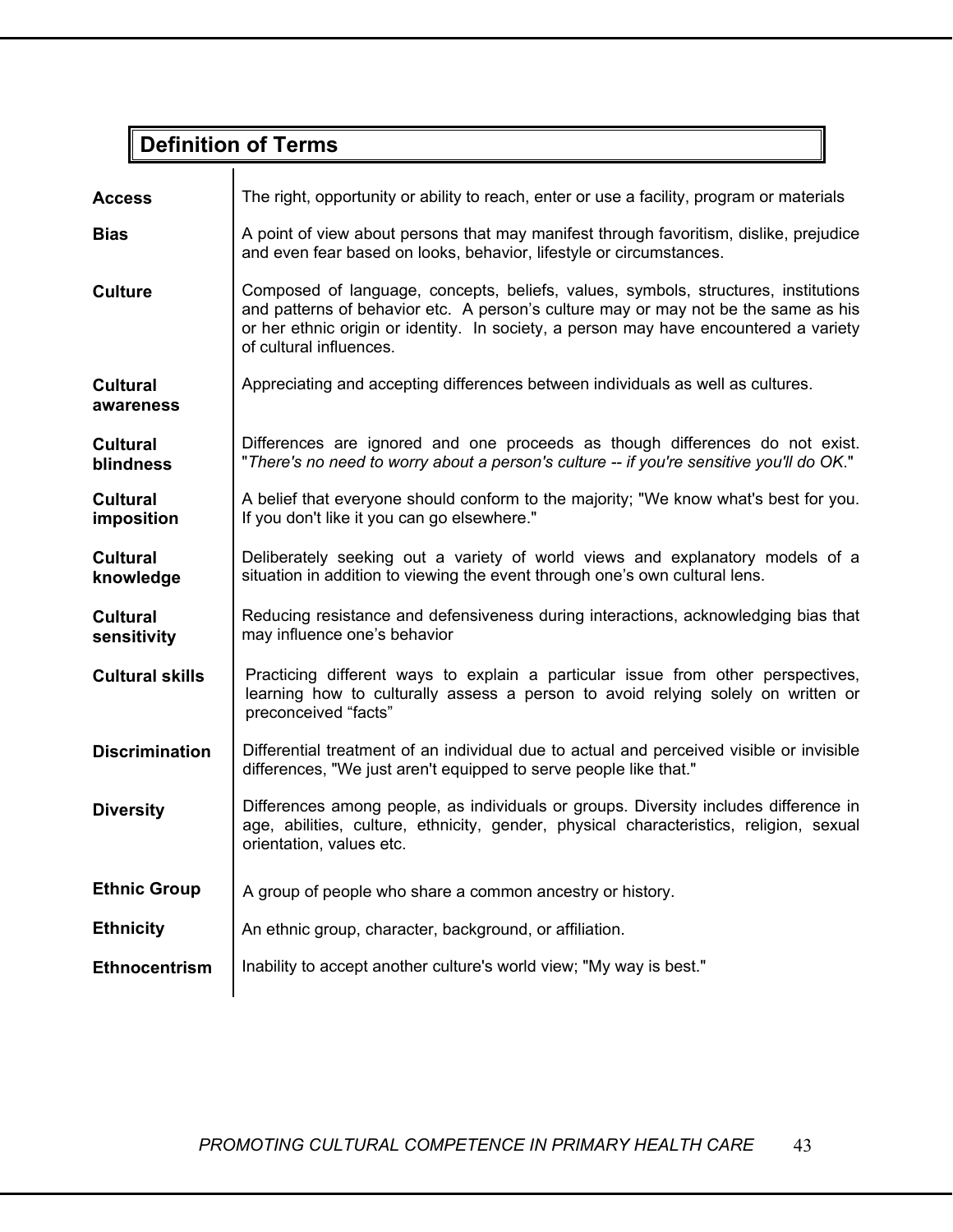## Definition of Terms

| Term | Definition |
|---|---|
| **Access** | The right, opportunity or ability to reach, enter or use a facility, program or materials |
| **Bias** | A point of view about persons that may manifest through favoritism, dislike, prejudice and even fear based on looks, behavior, lifestyle or circumstances. |
| **Culture** | Composed of language, concepts, beliefs, values, symbols, structures, institutions and patterns of behavior etc. A person's culture may or may not be the same as his or her ethnic origin or identity. In society, a person may have encountered a variety of cultural influences. |
| **Cultural awareness** | Appreciating and accepting differences between individuals as well as cultures. |
| **Cultural blindness** | Differences are ignored and one proceeds as though differences do not exist. "*There's no need to worry about a person's culture -- if you're sensitive you'll do OK*." |
| **Cultural imposition** | A belief that everyone should conform to the majority; "We know what's best for you. If you don't like it you can go elsewhere." |
| **Cultural knowledge** | Deliberately seeking out a variety of world views and explanatory models of a situation in addition to viewing the event through one's own cultural lens. |
| **Cultural sensitivity** | Reducing resistance and defensiveness during interactions, acknowledging bias that may influence one's behavior |
| **Cultural skills** | Practicing different ways to explain a particular issue from other perspectives, learning how to culturally assess a person to avoid relying solely on written or preconceived "facts" |
| **Discrimination** | Differential treatment of an individual due to actual and perceived visible or invisible differences, "We just aren't equipped to serve people like that." |
| **Diversity** | Differences among people, as individuals or groups. Diversity includes difference in age, abilities, culture, ethnicity, gender, physical characteristics, religion, sexual orientation, values etc. |
| **Ethnic Group** | A group of people who share a common ancestry or history. |
| **Ethnicity** | An ethnic group, character, background, or affiliation. |
| **Ethnocentrism** | Inability to accept another culture's world view; "My way is best." |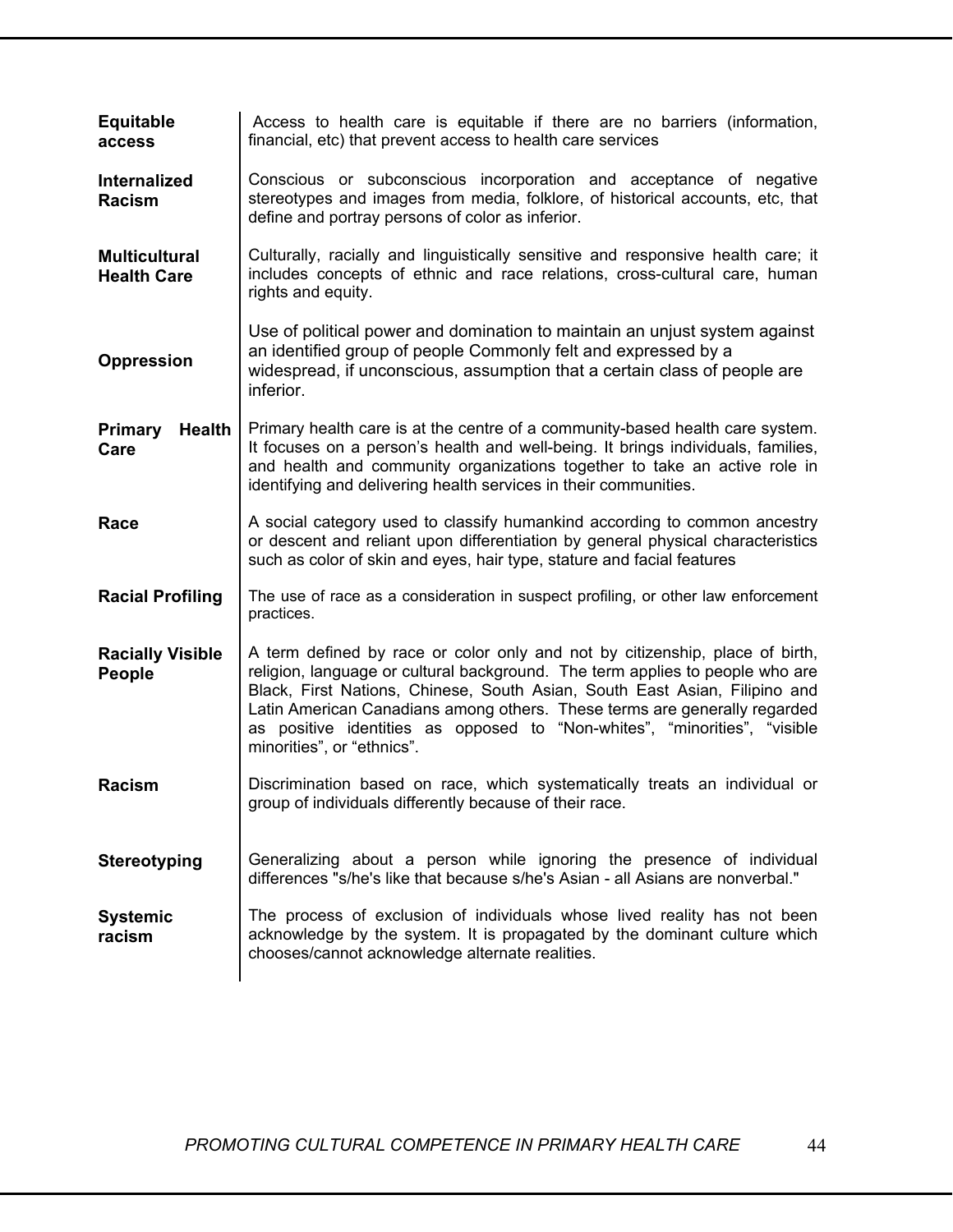| Term | Definition |
| --- | --- |
| **Equitable access** | Access to health care is equitable if there are no barriers (information, financial, etc) that prevent access to health care services |
| **Internalized Racism** | Conscious or subconscious incorporation and acceptance of negative stereotypes and images from media, folklore, of historical accounts, etc, that define and portray persons of color as inferior. |
| **Multicultural Health Care** | Culturally, racially and linguistically sensitive and responsive health care; it includes concepts of ethnic and race relations, cross-cultural care, human rights and equity. |
| **Oppression** | Use of political power and domination to maintain an unjust system against an identified group of people Commonly felt and expressed by a widespread, if unconscious, assumption that a certain class of people are inferior. |
| **Primary Health Care** | Primary health care is at the centre of a community-based health care system. It focuses on a person's health and well-being. It brings individuals, families, and health and community organizations together to take an active role in identifying and delivering health services in their communities. |
| **Race** | A social category used to classify humankind according to common ancestry or descent and reliant upon differentiation by general physical characteristics such as color of skin and eyes, hair type, stature and facial features |
| **Racial Profiling** | The use of race as a consideration in suspect profiling, or other law enforcement practices. |
| **Racially Visible People** | A term defined by race or color only and not by citizenship, place of birth, religion, language or cultural background. The term applies to people who are Black, First Nations, Chinese, South Asian, South East Asian, Filipino and Latin American Canadians among others. These terms are generally regarded as positive identities as opposed to "Non-whites", "minorities", "visible minorities", or "ethnics". |
| **Racism** | Discrimination based on race, which systematically treats an individual or group of individuals differently because of their race. |
| **Stereotyping** | Generalizing about a person while ignoring the presence of individual differences "s/he's like that because s/he's Asian - all Asians are nonverbal." |
| **Systemic racism** | The process of exclusion of individuals whose lived reality has not been acknowledge by the system. It is propagated by the dominant culture which chooses/cannot acknowledge alternate realities. |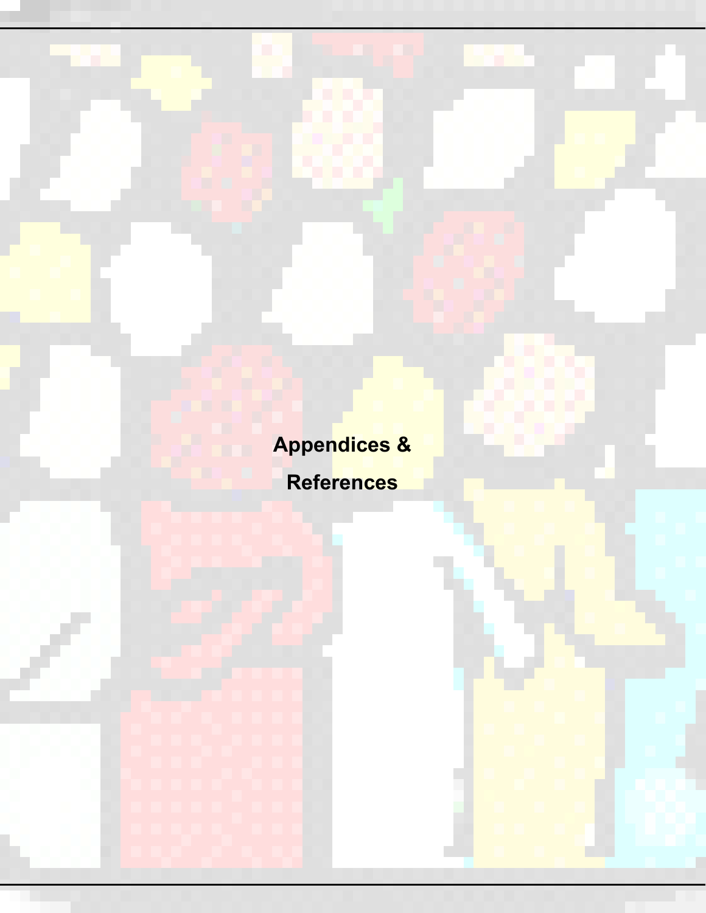# Appendices & References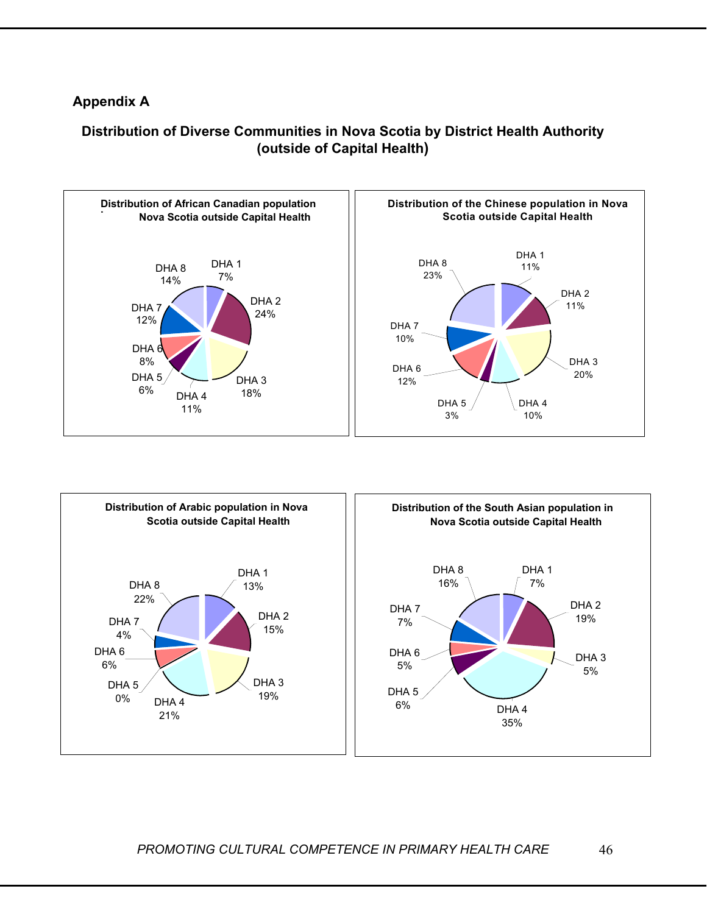## Appendix A

### Distribution of Diverse Communities in Nova Scotia by District Health Authority (outside of Capital Health)

**Distribution of African Canadian population Nova Scotia outside Capital Health**

| DHA | % |
|---|---|
| DHA 1 | 7% |
| DHA 2 | 24% |
| DHA 3 | 18% |
| DHA 4 | 11% |
| DHA 5 | 6% |
| DHA 6 | 8% |
| DHA 7 | 12% |
| DHA 8 | 14% |

**Distribution of the Chinese population in Nova Scotia outside Capital Health**

| DHA | % |
|---|---|
| DHA 1 | 11% |
| DHA 2 | 11% |
| DHA 3 | 20% |
| DHA 4 | 10% |
| DHA 5 | 3% |
| DHA 6 | 12% |
| DHA 7 | 10% |
| DHA 8 | 23% |

**Distribution of Arabic population in Nova Scotia outside Capital Health**

| DHA | % |
|---|---|
| DHA 1 | 13% |
| DHA 2 | 15% |
| DHA 3 | 19% |
| DHA 4 | 21% |
| DHA 5 | 0% |
| DHA 6 | 6% |
| DHA 7 | 4% |
| DHA 8 | 22% |

**Distribution of the South Asian population in Nova Scotia outside Capital Health**

| DHA | % |
|---|---|
| DHA 1 | 7% |
| DHA 2 | 19% |
| DHA 3 | 5% |
| DHA 4 | 35% |
| DHA 5 | 6% |
| DHA 6 | 5% |
| DHA 7 | 7% |
| DHA 8 | 16% |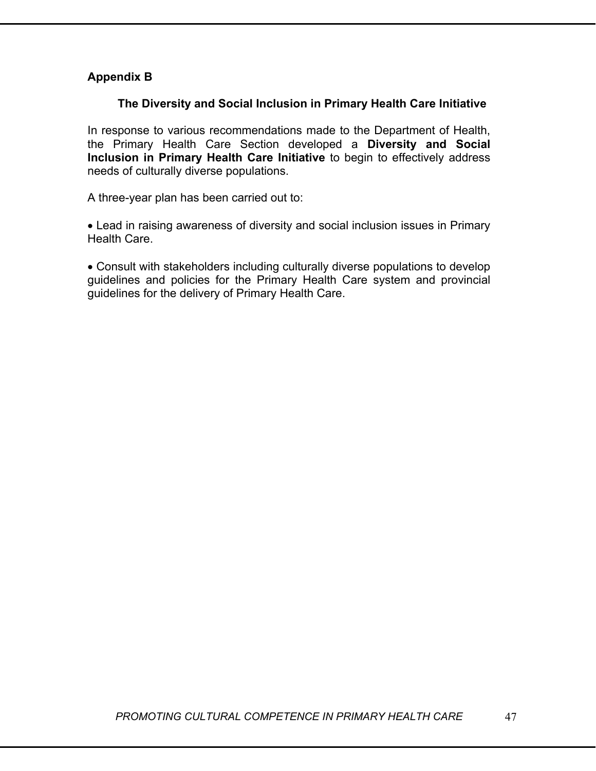## Appendix B

### The Diversity and Social Inclusion in Primary Health Care Initiative

In response to various recommendations made to the Department of Health, the Primary Health Care Section developed a **Diversity and Social Inclusion in Primary Health Care Initiative** to begin to effectively address needs of culturally diverse populations.

A three-year plan has been carried out to:

- Lead in raising awareness of diversity and social inclusion issues in Primary Health Care.

- Consult with stakeholders including culturally diverse populations to develop guidelines and policies for the Primary Health Care system and provincial guidelines for the delivery of Primary Health Care.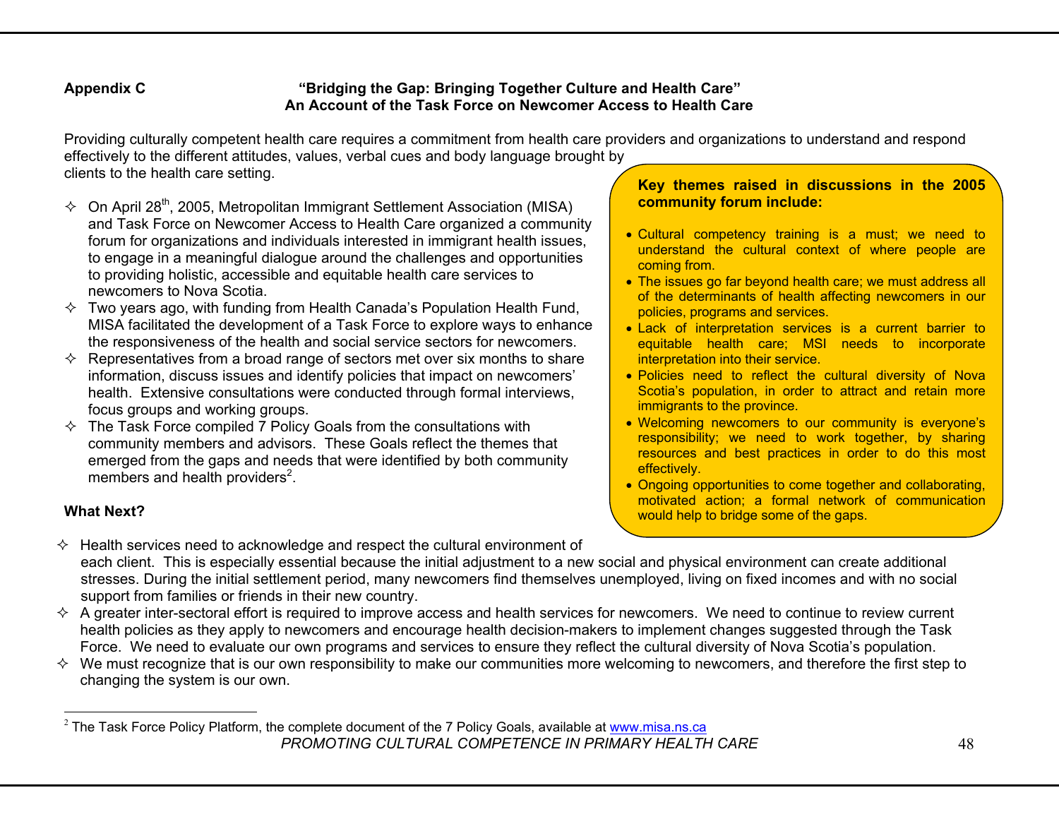**Appendix C** **"Bridging the Gap: Bringing Together Culture and Health Care"**
**An Account of the Task Force on Newcomer Access to Health Care**

Providing culturally competent health care requires a commitment from health care providers and organizations to understand and respond effectively to the different attitudes, values, verbal cues and body language brought by clients to the health care setting.

- On April 28th, 2005, Metropolitan Immigrant Settlement Association (MISA) and Task Force on Newcomer Access to Health Care organized a community forum for organizations and individuals interested in immigrant health issues, to engage in a meaningful dialogue around the challenges and opportunities to providing holistic, accessible and equitable health care services to newcomers to Nova Scotia.
- Two years ago, with funding from Health Canada's Population Health Fund, MISA facilitated the development of a Task Force to explore ways to enhance the responsiveness of the health and social service sectors for newcomers.
- Representatives from a broad range of sectors met over six months to share information, discuss issues and identify policies that impact on newcomers' health. Extensive consultations were conducted through formal interviews, focus groups and working groups.
- The Task Force compiled 7 Policy Goals from the consultations with community members and advisors. These Goals reflect the themes that emerged from the gaps and needs that were identified by both community members and health providers[2].

**Key themes raised in discussions in the 2005 community forum include:**

- Cultural competency training is a must; we need to understand the cultural context of where people are coming from.
- The issues go far beyond health care; we must address all of the determinants of health affecting newcomers in our policies, programs and services.
- Lack of interpretation services is a current barrier to equitable health care; MSI needs to incorporate interpretation into their service.
- Policies need to reflect the cultural diversity of Nova Scotia's population, in order to attract and retain more immigrants to the province.
- Welcoming newcomers to our community is everyone's responsibility; we need to work together, by sharing resources and best practices in order to do this most effectively.
- Ongoing opportunities to come together and collaborating, motivated action; a formal network of communication would help to bridge some of the gaps.

**What Next?**

- Health services need to acknowledge and respect the cultural environment of each client. This is especially essential because the initial adjustment to a new social and physical environment can create additional stresses. During the initial settlement period, many newcomers find themselves unemployed, living on fixed incomes and with no social support from families or friends in their new country.
- A greater inter-sectoral effort is required to improve access and health services for newcomers. We need to continue to review current health policies as they apply to newcomers and encourage health decision-makers to implement changes suggested through the Task Force. We need to evaluate our own programs and services to ensure they reflect the cultural diversity of Nova Scotia's population.
- We must recognize that is our own responsibility to make our communities more welcoming to newcomers, and therefore the first step to changing the system is our own.

---

[2] The Task Force Policy Platform, the complete document of the 7 Policy Goals, available at www.misa.ns.ca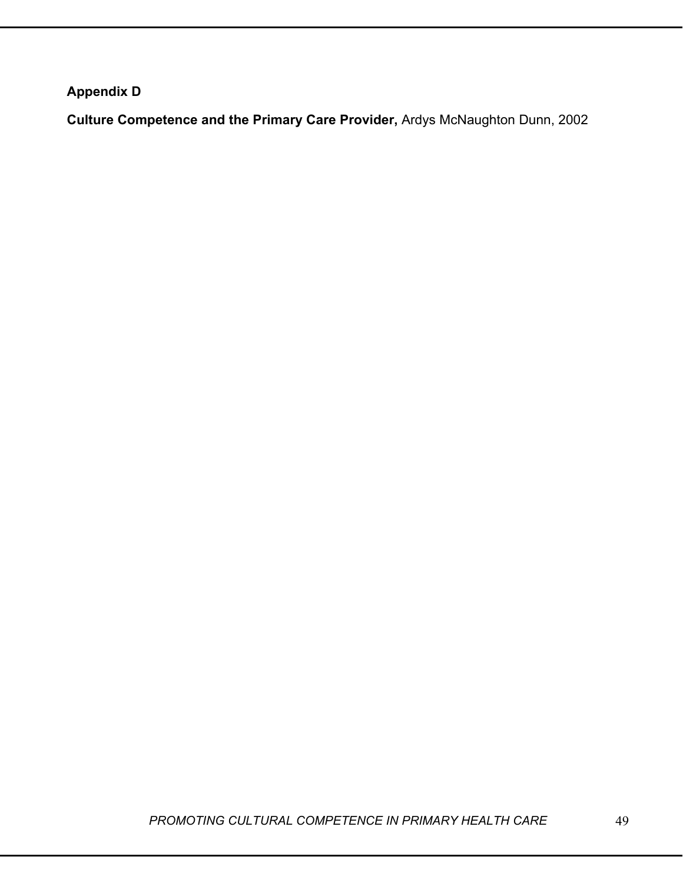**Appendix D**

**Culture Competence and the Primary Care Provider,** Ardys McNaughton Dunn, 2002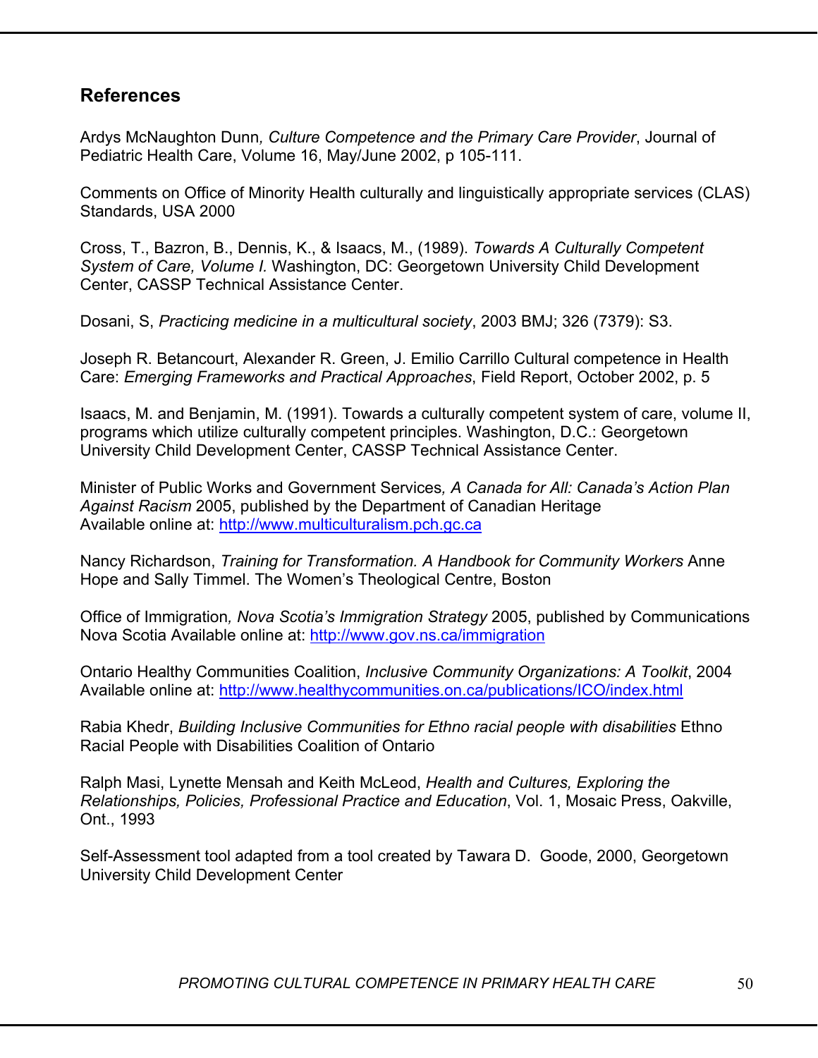## References

Ardys McNaughton Dunn*, Culture Competence and the Primary Care Provider*, Journal of Pediatric Health Care, Volume 16, May/June 2002, p 105-111.

Comments on Office of Minority Health culturally and linguistically appropriate services (CLAS) Standards, USA 2000

Cross, T., Bazron, B., Dennis, K., & Isaacs, M., (1989). *Towards A Culturally Competent System of Care, Volume I.* Washington, DC: Georgetown University Child Development Center, CASSP Technical Assistance Center.

Dosani, S, *Practicing medicine in a multicultural society*, 2003 BMJ; 326 (7379): S3.

Joseph R. Betancourt, Alexander R. Green, J. Emilio Carrillo Cultural competence in Health Care: *Emerging Frameworks and Practical Approaches*, Field Report, October 2002, p. 5

Isaacs, M. and Benjamin, M. (1991). Towards a culturally competent system of care, volume II, programs which utilize culturally competent principles. Washington, D.C.: Georgetown University Child Development Center, CASSP Technical Assistance Center.

Minister of Public Works and Government Services*, A Canada for All: Canada's Action Plan Against Racism* 2005, published by the Department of Canadian Heritage
Available online at: http://www.multiculturalism.pch.gc.ca

Nancy Richardson, *Training for Transformation. A Handbook for Community Workers* Anne Hope and Sally Timmel. The Women's Theological Centre, Boston

Office of Immigration*, Nova Scotia's Immigration Strategy* 2005, published by Communications Nova Scotia Available online at: http://www.gov.ns.ca/immigration

Ontario Healthy Communities Coalition, *Inclusive Community Organizations: A Toolkit*, 2004
Available online at: http://www.healthycommunities.on.ca/publications/ICO/index.html

Rabia Khedr, *Building Inclusive Communities for Ethno racial people with disabilities* Ethno Racial People with Disabilities Coalition of Ontario

Ralph Masi, Lynette Mensah and Keith McLeod, *Health and Cultures, Exploring the Relationships, Policies, Professional Practice and Education*, Vol. 1, Mosaic Press, Oakville, Ont., 1993

Self-Assessment tool adapted from a tool created by Tawara D. Goode, 2000, Georgetown University Child Development Center